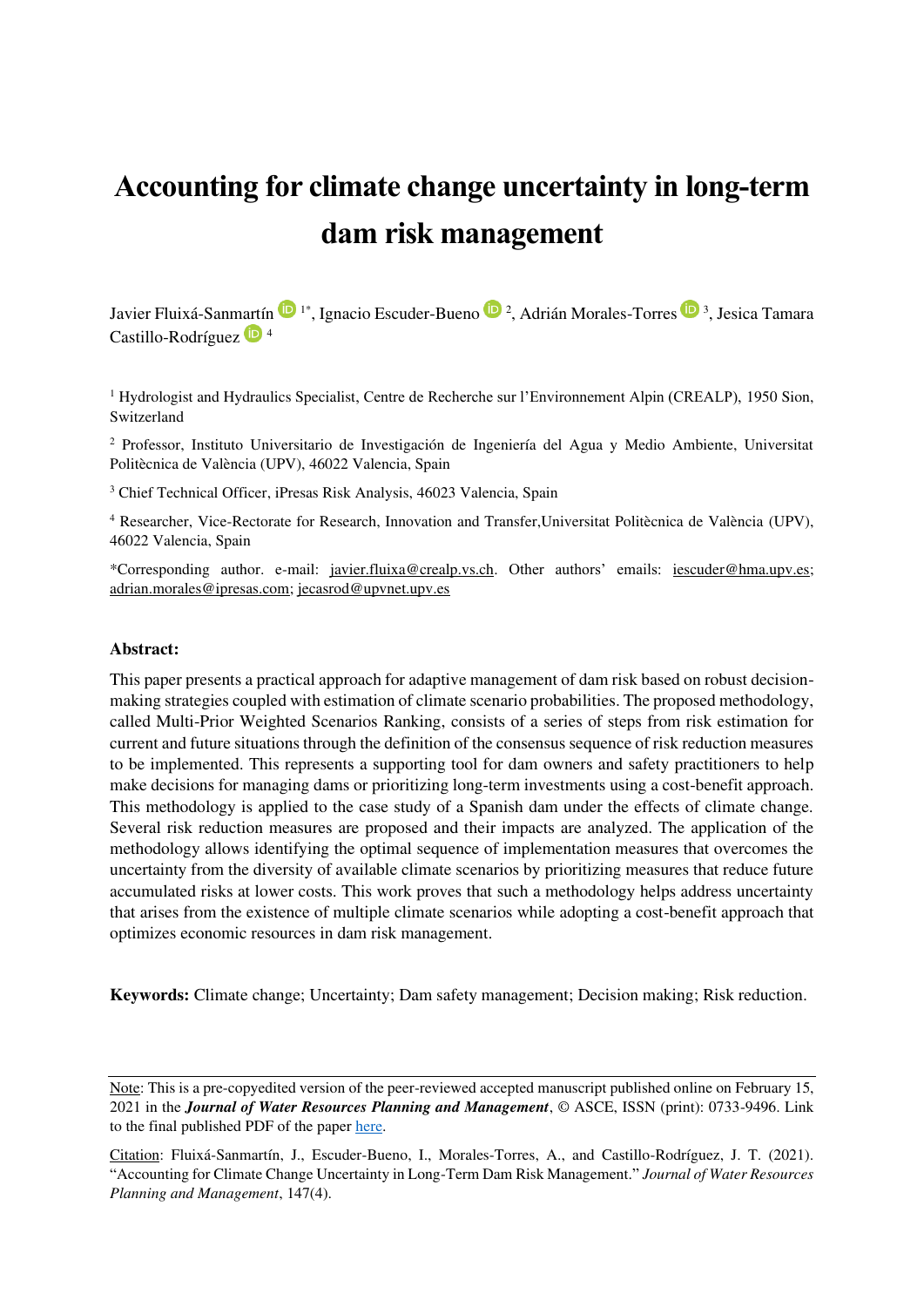# Accounting for climate change uncertainty in long-term dam risk management

Javier Fluixá-Sanmartín [1*], Ignacio Escuder-Bueno [2], Adrián Morales-Torres [3], Jesica Tamara Castillo-Rodríguez [4]

[1] Hydrologist and Hydraulics Specialist, Centre de Recherche sur l'Environnement Alpin (CREALP), 1950 Sion, Switzerland

[2] Professor, Instituto Universitario de Investigación de Ingeniería del Agua y Medio Ambiente, Universitat Politècnica de València (UPV), 46022 Valencia, Spain

[3] Chief Technical Officer, iPresas Risk Analysis, 46023 Valencia, Spain

[4] Researcher, Vice-Rectorate for Research, Innovation and Transfer,Universitat Politècnica de València (UPV), 46022 Valencia, Spain

*Corresponding author. e-mail: javier.fluixa@crealp.vs.ch. Other authors' emails: iescuder@hma.upv.es; adrian.morales@ipresas.com; jecasrod@upvnet.upv.es

**Abstract:**

This paper presents a practical approach for adaptive management of dam risk based on robust decision-making strategies coupled with estimation of climate scenario probabilities. The proposed methodology, called Multi-Prior Weighted Scenarios Ranking, consists of a series of steps from risk estimation for current and future situations through the definition of the consensus sequence of risk reduction measures to be implemented. This represents a supporting tool for dam owners and safety practitioners to help make decisions for managing dams or prioritizing long-term investments using a cost-benefit approach. This methodology is applied to the case study of a Spanish dam under the effects of climate change. Several risk reduction measures are proposed and their impacts are analyzed. The application of the methodology allows identifying the optimal sequence of implementation measures that overcomes the uncertainty from the diversity of available climate scenarios by prioritizing measures that reduce future accumulated risks at lower costs. This work proves that such a methodology helps address uncertainty that arises from the existence of multiple climate scenarios while adopting a cost-benefit approach that optimizes economic resources in dam risk management.

**Keywords:** Climate change; Uncertainty; Dam safety management; Decision making; Risk reduction.

Note: This is a pre-copyedited version of the peer-reviewed accepted manuscript published online on February 15, 2021 in the ***Journal of Water Resources Planning and Management***, © ASCE, ISSN (print): 0733-9496. Link to the final published PDF of the paper here.

Citation: Fluixá-Sanmartín, J., Escuder-Bueno, I., Morales-Torres, A., and Castillo-Rodríguez, J. T. (2021). "Accounting for Climate Change Uncertainty in Long-Term Dam Risk Management." *Journal of Water Resources Planning and Management*, 147(4).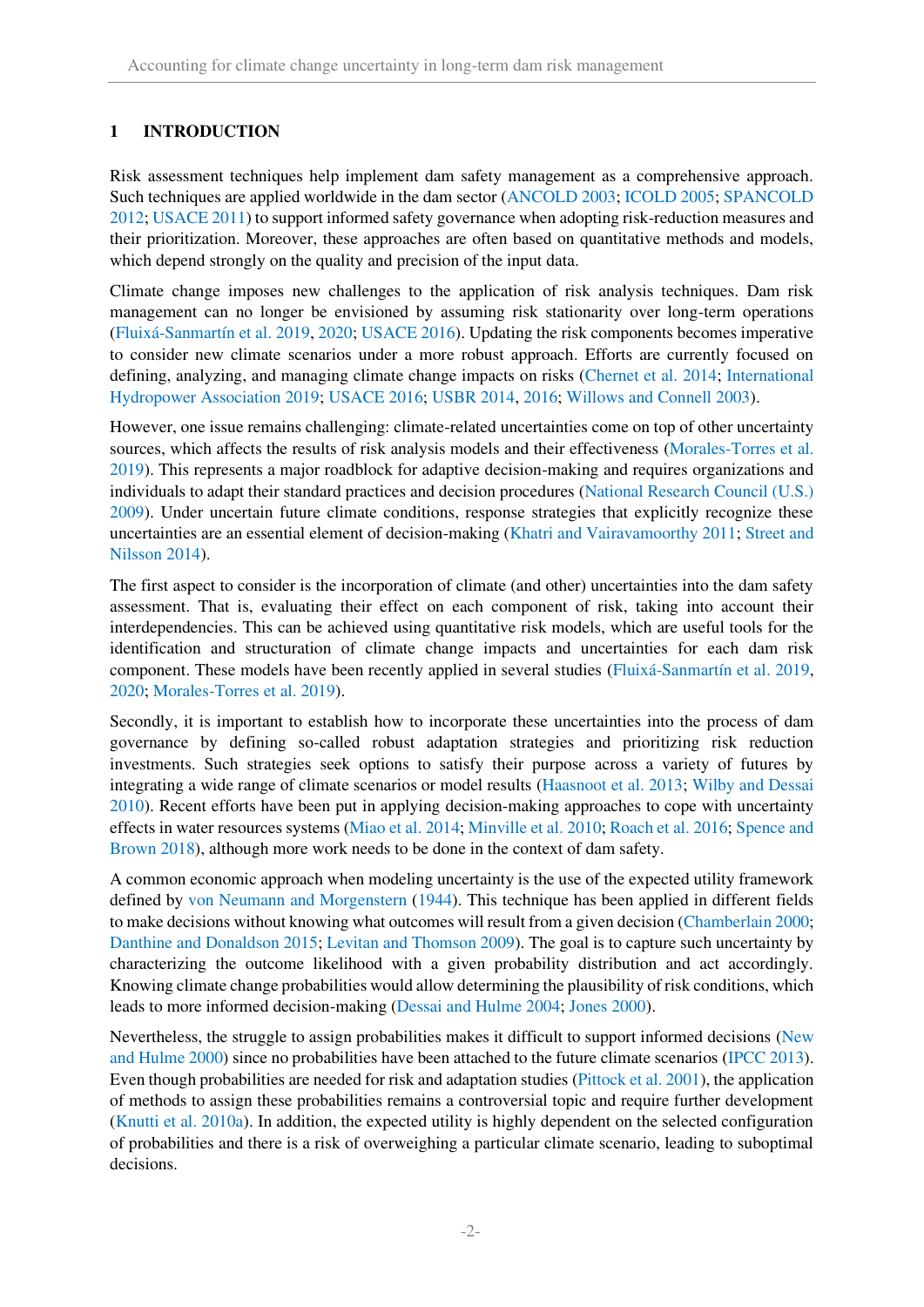# 1 INTRODUCTION

Risk assessment techniques help implement dam safety management as a comprehensive approach. Such techniques are applied worldwide in the dam sector (ANCOLD 2003; ICOLD 2005; SPANCOLD 2012; USACE 2011) to support informed safety governance when adopting risk-reduction measures and their prioritization. Moreover, these approaches are often based on quantitative methods and models, which depend strongly on the quality and precision of the input data.

Climate change imposes new challenges to the application of risk analysis techniques. Dam risk management can no longer be envisioned by assuming risk stationarity over long-term operations (Fluixá-Sanmartín et al. 2019, 2020; USACE 2016). Updating the risk components becomes imperative to consider new climate scenarios under a more robust approach. Efforts are currently focused on defining, analyzing, and managing climate change impacts on risks (Chernet et al. 2014; International Hydropower Association 2019; USACE 2016; USBR 2014, 2016; Willows and Connell 2003).

However, one issue remains challenging: climate-related uncertainties come on top of other uncertainty sources, which affects the results of risk analysis models and their effectiveness (Morales-Torres et al. 2019). This represents a major roadblock for adaptive decision-making and requires organizations and individuals to adapt their standard practices and decision procedures (National Research Council (U.S.) 2009). Under uncertain future climate conditions, response strategies that explicitly recognize these uncertainties are an essential element of decision-making (Khatri and Vairavamoorthy 2011; Street and Nilsson 2014).

The first aspect to consider is the incorporation of climate (and other) uncertainties into the dam safety assessment. That is, evaluating their effect on each component of risk, taking into account their interdependencies. This can be achieved using quantitative risk models, which are useful tools for the identification and structuration of climate change impacts and uncertainties for each dam risk component. These models have been recently applied in several studies (Fluixá-Sanmartín et al. 2019, 2020; Morales-Torres et al. 2019).

Secondly, it is important to establish how to incorporate these uncertainties into the process of dam governance by defining so-called robust adaptation strategies and prioritizing risk reduction investments. Such strategies seek options to satisfy their purpose across a variety of futures by integrating a wide range of climate scenarios or model results (Haasnoot et al. 2013; Wilby and Dessai 2010). Recent efforts have been put in applying decision-making approaches to cope with uncertainty effects in water resources systems (Miao et al. 2014; Minville et al. 2010; Roach et al. 2016; Spence and Brown 2018), although more work needs to be done in the context of dam safety.

A common economic approach when modeling uncertainty is the use of the expected utility framework defined by von Neumann and Morgenstern (1944). This technique has been applied in different fields to make decisions without knowing what outcomes will result from a given decision (Chamberlain 2000; Danthine and Donaldson 2015; Levitan and Thomson 2009). The goal is to capture such uncertainty by characterizing the outcome likelihood with a given probability distribution and act accordingly. Knowing climate change probabilities would allow determining the plausibility of risk conditions, which leads to more informed decision-making (Dessai and Hulme 2004; Jones 2000).

Nevertheless, the struggle to assign probabilities makes it difficult to support informed decisions (New and Hulme 2000) since no probabilities have been attached to the future climate scenarios (IPCC 2013). Even though probabilities are needed for risk and adaptation studies (Pittock et al. 2001), the application of methods to assign these probabilities remains a controversial topic and require further development (Knutti et al. 2010a). In addition, the expected utility is highly dependent on the selected configuration of probabilities and there is a risk of overweighing a particular climate scenario, leading to suboptimal decisions.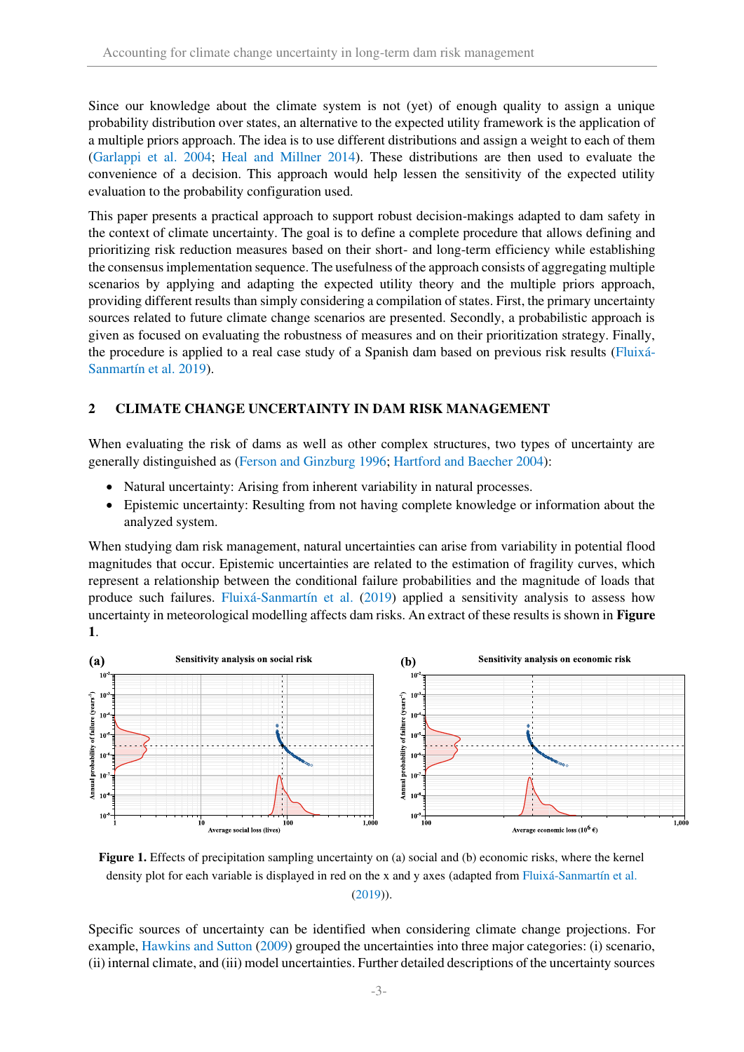Since our knowledge about the climate system is not (yet) of enough quality to assign a unique probability distribution over states, an alternative to the expected utility framework is the application of a multiple priors approach. The idea is to use different distributions and assign a weight to each of them (Garlappi et al. 2004; Heal and Millner 2014). These distributions are then used to evaluate the convenience of a decision. This approach would help lessen the sensitivity of the expected utility evaluation to the probability configuration used.

This paper presents a practical approach to support robust decision-makings adapted to dam safety in the context of climate uncertainty. The goal is to define a complete procedure that allows defining and prioritizing risk reduction measures based on their short- and long-term efficiency while establishing the consensus implementation sequence. The usefulness of the approach consists of aggregating multiple scenarios by applying and adapting the expected utility theory and the multiple priors approach, providing different results than simply considering a compilation of states. First, the primary uncertainty sources related to future climate change scenarios are presented. Secondly, a probabilistic approach is given as focused on evaluating the robustness of measures and on their prioritization strategy. Finally, the procedure is applied to a real case study of a Spanish dam based on previous risk results (Fluixá-Sanmartín et al. 2019).

## 2 CLIMATE CHANGE UNCERTAINTY IN DAM RISK MANAGEMENT

When evaluating the risk of dams as well as other complex structures, two types of uncertainty are generally distinguished as (Ferson and Ginzburg 1996; Hartford and Baecher 2004):

- Natural uncertainty: Arising from inherent variability in natural processes.
- Epistemic uncertainty: Resulting from not having complete knowledge or information about the analyzed system.

When studying dam risk management, natural uncertainties can arise from variability in potential flood magnitudes that occur. Epistemic uncertainties are related to the estimation of fragility curves, which represent a relationship between the conditional failure probabilities and the magnitude of loads that produce such failures. Fluixá-Sanmartín et al. (2019) applied a sensitivity analysis to assess how uncertainty in meteorological modelling affects dam risks. An extract of these results is shown in **Figure 1**.

**Figure 1.** Effects of precipitation sampling uncertainty on (a) social and (b) economic risks, where the kernel density plot for each variable is displayed in red on the x and y axes (adapted from Fluixá-Sanmartín et al. (2019)).

Specific sources of uncertainty can be identified when considering climate change projections. For example, Hawkins and Sutton (2009) grouped the uncertainties into three major categories: (i) scenario, (ii) internal climate, and (iii) model uncertainties. Further detailed descriptions of the uncertainty sources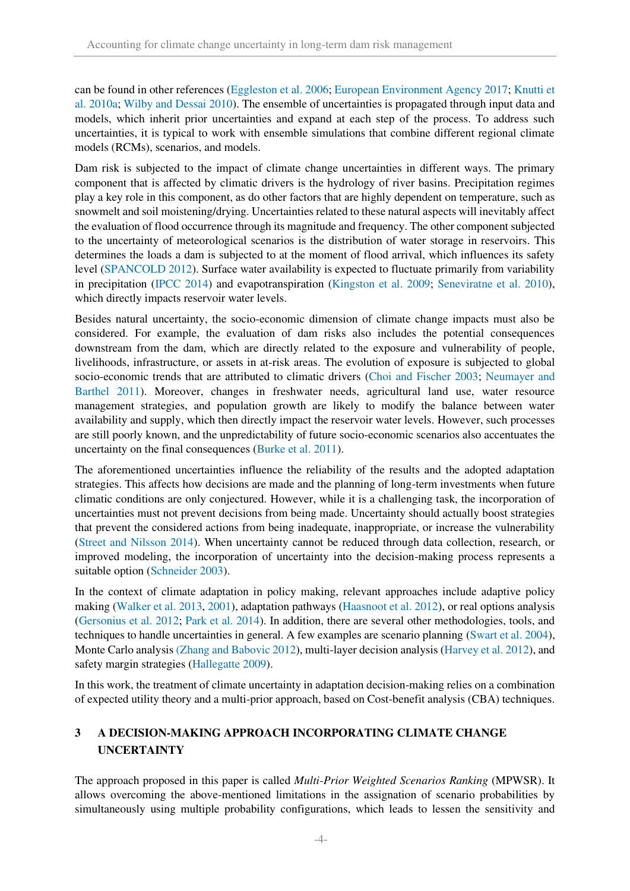can be found in other references (Eggleston et al. 2006; European Environment Agency 2017; Knutti et al. 2010a; Wilby and Dessai 2010). The ensemble of uncertainties is propagated through input data and models, which inherit prior uncertainties and expand at each step of the process. To address such uncertainties, it is typical to work with ensemble simulations that combine different regional climate models (RCMs), scenarios, and models.

Dam risk is subjected to the impact of climate change uncertainties in different ways. The primary component that is affected by climatic drivers is the hydrology of river basins. Precipitation regimes play a key role in this component, as do other factors that are highly dependent on temperature, such as snowmelt and soil moistening/drying. Uncertainties related to these natural aspects will inevitably affect the evaluation of flood occurrence through its magnitude and frequency. The other component subjected to the uncertainty of meteorological scenarios is the distribution of water storage in reservoirs. This determines the loads a dam is subjected to at the moment of flood arrival, which influences its safety level (SPANCOLD 2012). Surface water availability is expected to fluctuate primarily from variability in precipitation (IPCC 2014) and evapotranspiration (Kingston et al. 2009; Seneviratne et al. 2010), which directly impacts reservoir water levels.

Besides natural uncertainty, the socio-economic dimension of climate change impacts must also be considered. For example, the evaluation of dam risks also includes the potential consequences downstream from the dam, which are directly related to the exposure and vulnerability of people, livelihoods, infrastructure, or assets in at-risk areas. The evolution of exposure is subjected to global socio-economic trends that are attributed to climatic drivers (Choi and Fischer 2003; Neumayer and Barthel 2011). Moreover, changes in freshwater needs, agricultural land use, water resource management strategies, and population growth are likely to modify the balance between water availability and supply, which then directly impact the reservoir water levels. However, such processes are still poorly known, and the unpredictability of future socio-economic scenarios also accentuates the uncertainty on the final consequences (Burke et al. 2011).

The aforementioned uncertainties influence the reliability of the results and the adopted adaptation strategies. This affects how decisions are made and the planning of long-term investments when future climatic conditions are only conjectured. However, while it is a challenging task, the incorporation of uncertainties must not prevent decisions from being made. Uncertainty should actually boost strategies that prevent the considered actions from being inadequate, inappropriate, or increase the vulnerability (Street and Nilsson 2014). When uncertainty cannot be reduced through data collection, research, or improved modeling, the incorporation of uncertainty into the decision-making process represents a suitable option (Schneider 2003).

In the context of climate adaptation in policy making, relevant approaches include adaptive policy making (Walker et al. 2013, 2001), adaptation pathways (Haasnoot et al. 2012), or real options analysis (Gersonius et al. 2012; Park et al. 2014). In addition, there are several other methodologies, tools, and techniques to handle uncertainties in general. A few examples are scenario planning (Swart et al. 2004), Monte Carlo analysis (Zhang and Babovic 2012), multi-layer decision analysis (Harvey et al. 2012), and safety margin strategies (Hallegatte 2009).

In this work, the treatment of climate uncertainty in adaptation decision-making relies on a combination of expected utility theory and a multi-prior approach, based on Cost-benefit analysis (CBA) techniques.

## 3 A DECISION-MAKING APPROACH INCORPORATING CLIMATE CHANGE UNCERTAINTY

The approach proposed in this paper is called *Multi-Prior Weighted Scenarios Ranking* (MPWSR). It allows overcoming the above-mentioned limitations in the assignation of scenario probabilities by simultaneously using multiple probability configurations, which leads to lessen the sensitivity and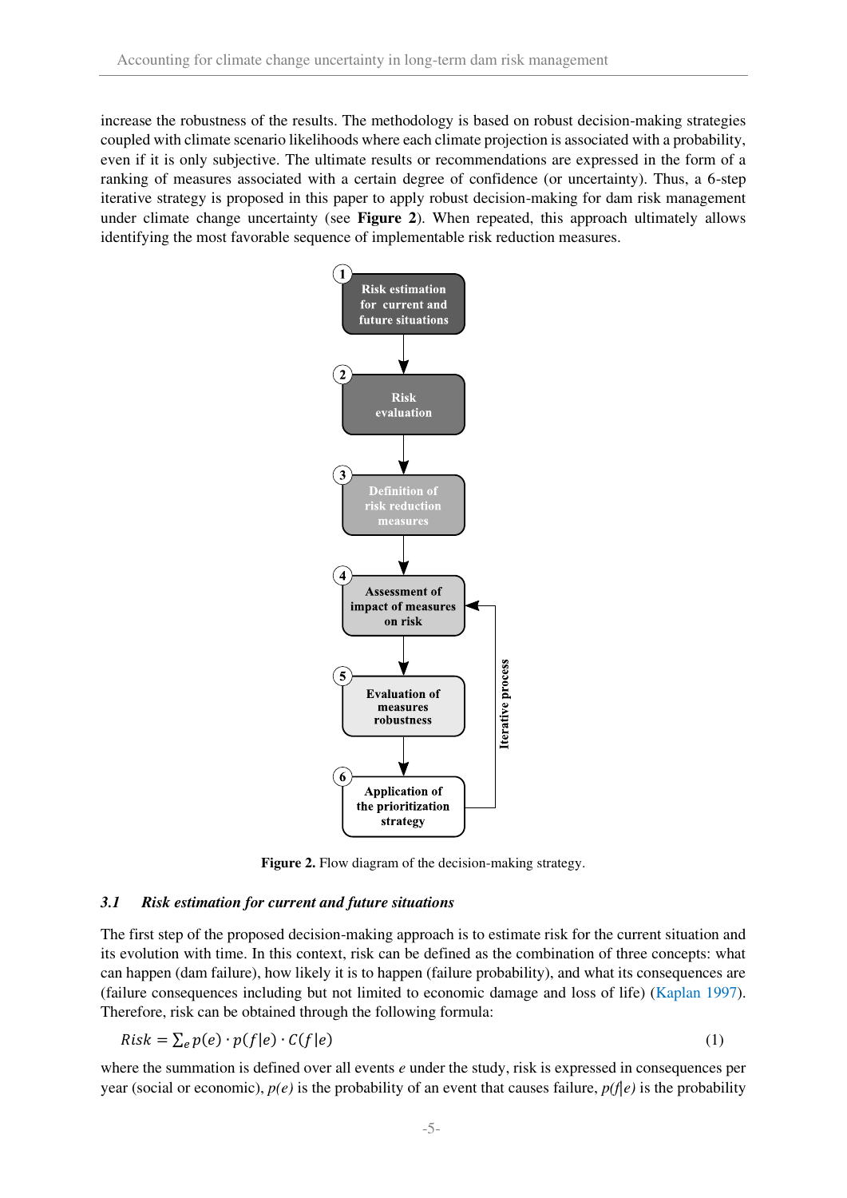increase the robustness of the results. The methodology is based on robust decision-making strategies coupled with climate scenario likelihoods where each climate projection is associated with a probability, even if it is only subjective. The ultimate results or recommendations are expressed in the form of a ranking of measures associated with a certain degree of confidence (or uncertainty). Thus, a 6-step iterative strategy is proposed in this paper to apply robust decision-making for dam risk management under climate change uncertainty (see **Figure 2**). When repeated, this approach ultimately allows identifying the most favorable sequence of implementable risk reduction measures.

**Figure 2.** Flow diagram of the decision-making strategy.

### 3.1 *Risk estimation for current and future situations*

The first step of the proposed decision-making approach is to estimate risk for the current situation and its evolution with time. In this context, risk can be defined as the combination of three concepts: what can happen (dam failure), how likely it is to happen (failure probability), and what its consequences are (failure consequences including but not limited to economic damage and loss of life) (Kaplan 1997). Therefore, risk can be obtained through the following formula:

$$Risk = \sum_{e} p(e) \cdot p(f|e) \cdot C(f|e) \tag{1}$$

where the summation is defined over all events $e$ under the study, risk is expressed in consequences per year (social or economic), $p(e)$ is the probability of an event that causes failure, $p(f|e)$ is the probability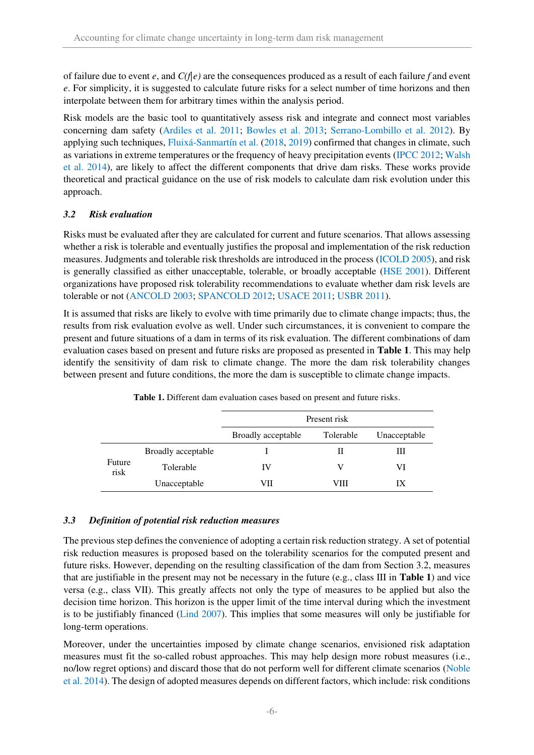of failure due to event $e$, and $C(f|e)$ are the consequences produced as a result of each failure $f$ and event $e$. For simplicity, it is suggested to calculate future risks for a select number of time horizons and then interpolate between them for arbitrary times within the analysis period.

Risk models are the basic tool to quantitatively assess risk and integrate and connect most variables concerning dam safety (Ardiles et al. 2011; Bowles et al. 2013; Serrano-Lombillo et al. 2012). By applying such techniques, Fluixá-Sanmartín et al. (2018, 2019) confirmed that changes in climate, such as variations in extreme temperatures or the frequency of heavy precipitation events (IPCC 2012; Walsh et al. 2014), are likely to affect the different components that drive dam risks. These works provide theoretical and practical guidance on the use of risk models to calculate dam risk evolution under this approach.

### *3.2 Risk evaluation*

Risks must be evaluated after they are calculated for current and future scenarios. That allows assessing whether a risk is tolerable and eventually justifies the proposal and implementation of the risk reduction measures. Judgments and tolerable risk thresholds are introduced in the process (ICOLD 2005), and risk is generally classified as either unacceptable, tolerable, or broadly acceptable (HSE 2001). Different organizations have proposed risk tolerability recommendations to evaluate whether dam risk levels are tolerable or not (ANCOLD 2003; SPANCOLD 2012; USACE 2011; USBR 2011).

It is assumed that risks are likely to evolve with time primarily due to climate change impacts; thus, the results from risk evaluation evolve as well. Under such circumstances, it is convenient to compare the present and future situations of a dam in terms of its risk evaluation. The different combinations of dam evaluation cases based on present and future risks are proposed as presented in **Table 1**. This may help identify the sensitivity of dam risk to climate change. The more the dam risk tolerability changes between present and future conditions, the more the dam is susceptible to climate change impacts.

**Table 1.** Different dam evaluation cases based on present and future risks.

| | | Present risk | | |
|---|---|---|---|---|
| | | Broadly acceptable | Tolerable | Unacceptable |
| Future risk | Broadly acceptable | I | II | III |
| | Tolerable | IV | V | VI |
| | Unacceptable | VII | VIII | IX |

### *3.3 Definition of potential risk reduction measures*

The previous step defines the convenience of adopting a certain risk reduction strategy. A set of potential risk reduction measures is proposed based on the tolerability scenarios for the computed present and future risks. However, depending on the resulting classification of the dam from Section 3.2, measures that are justifiable in the present may not be necessary in the future (e.g., class III in **Table 1**) and vice versa (e.g., class VII). This greatly affects not only the type of measures to be applied but also the decision time horizon. This horizon is the upper limit of the time interval during which the investment is to be justifiably financed (Lind 2007). This implies that some measures will only be justifiable for long-term operations.

Moreover, under the uncertainties imposed by climate change scenarios, envisioned risk adaptation measures must fit the so-called robust approaches. This may help design more robust measures (i.e., no/low regret options) and discard those that do not perform well for different climate scenarios (Noble et al. 2014). The design of adopted measures depends on different factors, which include: risk conditions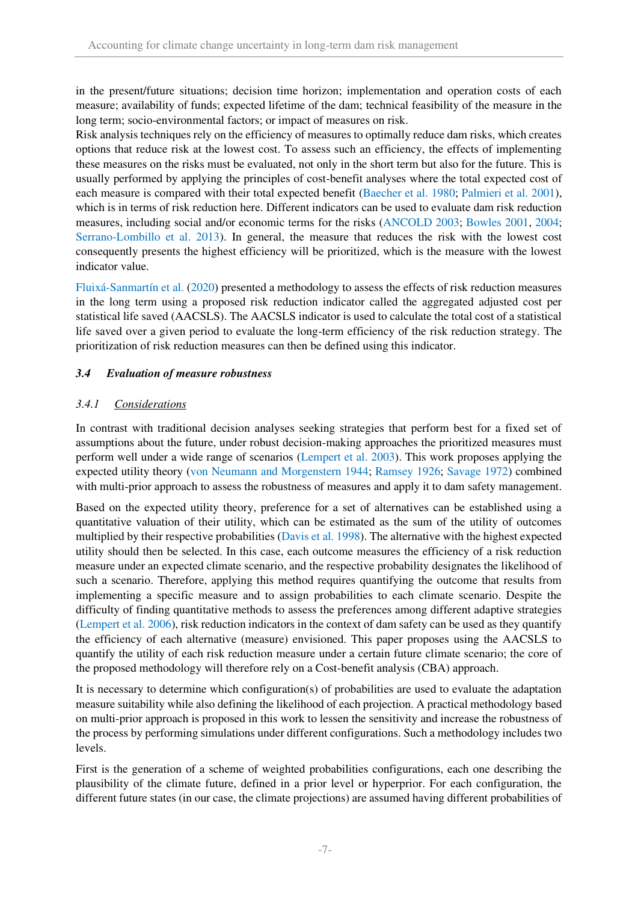in the present/future situations; decision time horizon; implementation and operation costs of each measure; availability of funds; expected lifetime of the dam; technical feasibility of the measure in the long term; socio-environmental factors; or impact of measures on risk.

Risk analysis techniques rely on the efficiency of measures to optimally reduce dam risks, which creates options that reduce risk at the lowest cost. To assess such an efficiency, the effects of implementing these measures on the risks must be evaluated, not only in the short term but also for the future. This is usually performed by applying the principles of cost-benefit analyses where the total expected cost of each measure is compared with their total expected benefit (Baecher et al. 1980; Palmieri et al. 2001), which is in terms of risk reduction here. Different indicators can be used to evaluate dam risk reduction measures, including social and/or economic terms for the risks (ANCOLD 2003; Bowles 2001, 2004; Serrano-Lombillo et al. 2013). In general, the measure that reduces the risk with the lowest cost consequently presents the highest efficiency will be prioritized, which is the measure with the lowest indicator value.

Fluixá-Sanmartín et al. (2020) presented a methodology to assess the effects of risk reduction measures in the long term using a proposed risk reduction indicator called the aggregated adjusted cost per statistical life saved (AACSLS). The AACSLS indicator is used to calculate the total cost of a statistical life saved over a given period to evaluate the long-term efficiency of the risk reduction strategy. The prioritization of risk reduction measures can then be defined using this indicator.

### *3.4 Evaluation of measure robustness*

#### *3.4.1 Considerations*

In contrast with traditional decision analyses seeking strategies that perform best for a fixed set of assumptions about the future, under robust decision-making approaches the prioritized measures must perform well under a wide range of scenarios (Lempert et al. 2003). This work proposes applying the expected utility theory (von Neumann and Morgenstern 1944; Ramsey 1926; Savage 1972) combined with multi-prior approach to assess the robustness of measures and apply it to dam safety management.

Based on the expected utility theory, preference for a set of alternatives can be established using a quantitative valuation of their utility, which can be estimated as the sum of the utility of outcomes multiplied by their respective probabilities (Davis et al. 1998). The alternative with the highest expected utility should then be selected. In this case, each outcome measures the efficiency of a risk reduction measure under an expected climate scenario, and the respective probability designates the likelihood of such a scenario. Therefore, applying this method requires quantifying the outcome that results from implementing a specific measure and to assign probabilities to each climate scenario. Despite the difficulty of finding quantitative methods to assess the preferences among different adaptive strategies (Lempert et al. 2006), risk reduction indicators in the context of dam safety can be used as they quantify the efficiency of each alternative (measure) envisioned. This paper proposes using the AACSLS to quantify the utility of each risk reduction measure under a certain future climate scenario; the core of the proposed methodology will therefore rely on a Cost-benefit analysis (CBA) approach.

It is necessary to determine which configuration(s) of probabilities are used to evaluate the adaptation measure suitability while also defining the likelihood of each projection. A practical methodology based on multi-prior approach is proposed in this work to lessen the sensitivity and increase the robustness of the process by performing simulations under different configurations. Such a methodology includes two levels.

First is the generation of a scheme of weighted probabilities configurations, each one describing the plausibility of the climate future, defined in a prior level or hyperprior. For each configuration, the different future states (in our case, the climate projections) are assumed having different probabilities of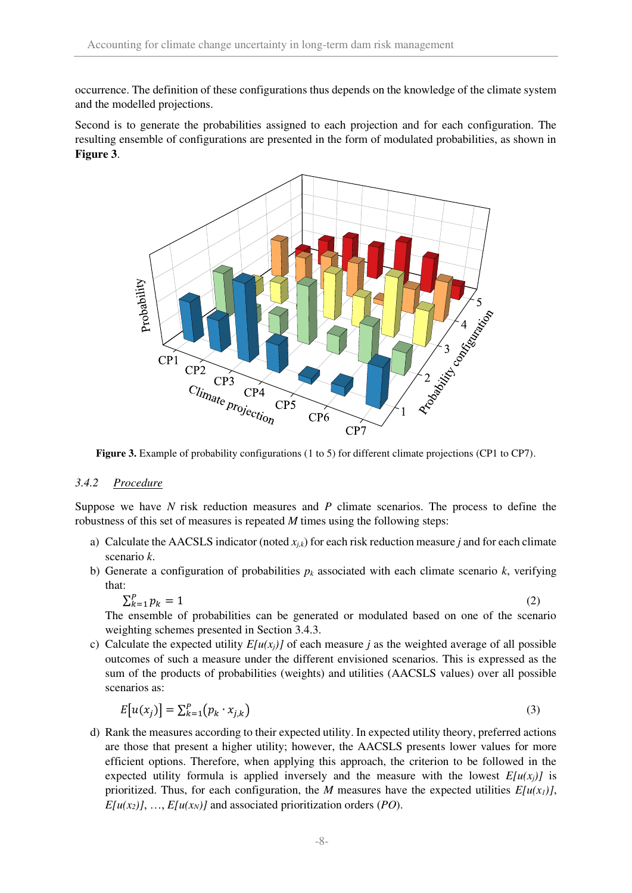occurrence. The definition of these configurations thus depends on the knowledge of the climate system and the modelled projections.

Second is to generate the probabilities assigned to each projection and for each configuration. The resulting ensemble of configurations are presented in the form of modulated probabilities, as shown in **Figure 3**.

**Figure 3.** Example of probability configurations (1 to 5) for different climate projections (CP1 to CP7).

### 3.4.2 Procedure

Suppose we have $N$ risk reduction measures and $P$ climate scenarios. The process to define the robustness of this set of measures is repeated $M$ times using the following steps:

a) Calculate the AACSLS indicator (noted $x_{j,k}$) for each risk reduction measure $j$ and for each climate scenario $k$.

b) Generate a configuration of probabilities $p_k$ associated with each climate scenario $k$, verifying that:

$$\sum_{k=1}^{P} p_k = 1 \tag{2}$$

The ensemble of probabilities can be generated or modulated based on one of the scenario weighting schemes presented in Section 3.4.3.

c) Calculate the expected utility $E[u(x_j)]$ of each measure $j$ as the weighted average of all possible outcomes of such a measure under the different envisioned scenarios. This is expressed as the sum of the products of probabilities (weights) and utilities (AACSLS values) over all possible scenarios as:

$$E[u(x_j)] = \sum_{k=1}^{P} (p_k \cdot x_{j,k}) \tag{3}$$

d) Rank the measures according to their expected utility. In expected utility theory, preferred actions are those that present a higher utility; however, the AACSLS presents lower values for more efficient options. Therefore, when applying this approach, the criterion to be followed in the expected utility formula is applied inversely and the measure with the lowest $E[u(x_j)]$ is prioritized. Thus, for each configuration, the $M$ measures have the expected utilities $E[u(x_1)]$, $E[u(x_2)]$, …, $E[u(x_N)]$ and associated prioritization orders ($PO$).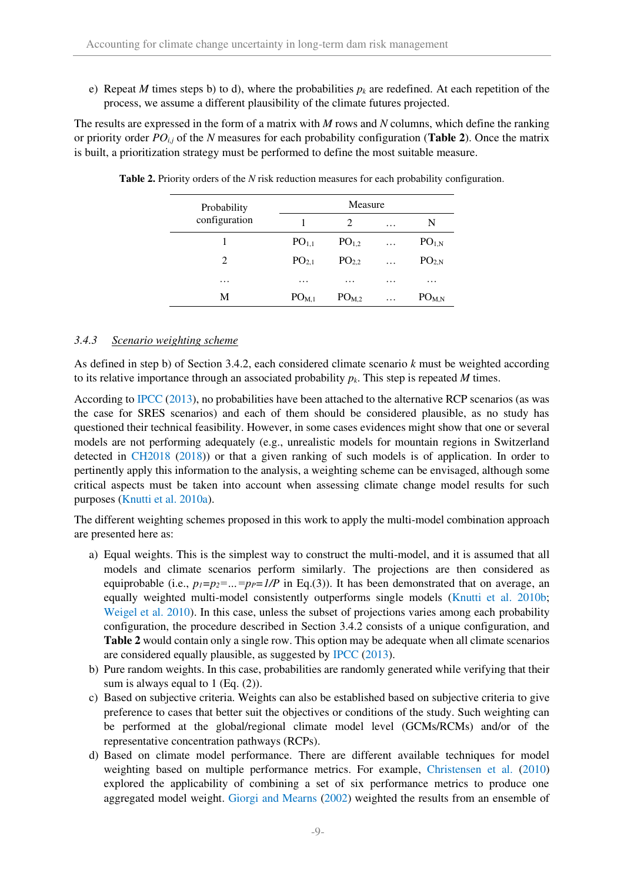e) Repeat $M$ times steps b) to d), where the probabilities $p_k$ are redefined. At each repetition of the process, we assume a different plausibility of the climate futures projected.

The results are expressed in the form of a matrix with $M$ rows and $N$ columns, which define the ranking or priority order $PO_{i,j}$ of the $N$ measures for each probability configuration (**Table 2**). Once the matrix is built, a prioritization strategy must be performed to define the most suitable measure.

**Table 2.** Priority orders of the $N$ risk reduction measures for each probability configuration.

| Probability configuration | Measure | | | |
|---|---|---|---|---|
| | 1 | 2 | … | N |
| 1 | $PO_{1,1}$ | $PO_{1,2}$ | … | $PO_{1,N}$ |
| 2 | $PO_{2,1}$ | $PO_{2,2}$ | … | $PO_{2,N}$ |
| … | … | … | … | … |
| M | $PO_{M,1}$ | $PO_{M,2}$ | … | $PO_{M,N}$ |

### 3.4.3 Scenario weighting scheme

As defined in step b) of Section 3.4.2, each considered climate scenario $k$ must be weighted according to its relative importance through an associated probability $p_k$. This step is repeated $M$ times.

According to IPCC (2013), no probabilities have been attached to the alternative RCP scenarios (as was the case for SRES scenarios) and each of them should be considered plausible, as no study has questioned their technical feasibility. However, in some cases evidences might show that one or several models are not performing adequately (e.g., unrealistic models for mountain regions in Switzerland detected in CH2018 (2018)) or that a given ranking of such models is of application. In order to pertinently apply this information to the analysis, a weighting scheme can be envisaged, although some critical aspects must be taken into account when assessing climate change model results for such purposes (Knutti et al. 2010a).

The different weighting schemes proposed in this work to apply the multi-model combination approach are presented here as:

a) Equal weights. This is the simplest way to construct the multi-model, and it is assumed that all models and climate scenarios perform similarly. The projections are then considered as equiprobable (i.e., $p_1=p_2=\ldots=p_P=1/P$ in Eq.(3)). It has been demonstrated that on average, an equally weighted multi-model consistently outperforms single models (Knutti et al. 2010b; Weigel et al. 2010). In this case, unless the subset of projections varies among each probability configuration, the procedure described in Section 3.4.2 consists of a unique configuration, and **Table 2** would contain only a single row. This option may be adequate when all climate scenarios are considered equally plausible, as suggested by IPCC (2013).

b) Pure random weights. In this case, probabilities are randomly generated while verifying that their sum is always equal to 1 (Eq. (2)).

c) Based on subjective criteria. Weights can also be established based on subjective criteria to give preference to cases that better suit the objectives or conditions of the study. Such weighting can be performed at the global/regional climate model level (GCMs/RCMs) and/or of the representative concentration pathways (RCPs).

d) Based on climate model performance. There are different available techniques for model weighting based on multiple performance metrics. For example, Christensen et al. (2010) explored the applicability of combining a set of six performance metrics to produce one aggregated model weight. Giorgi and Mearns (2002) weighted the results from an ensemble of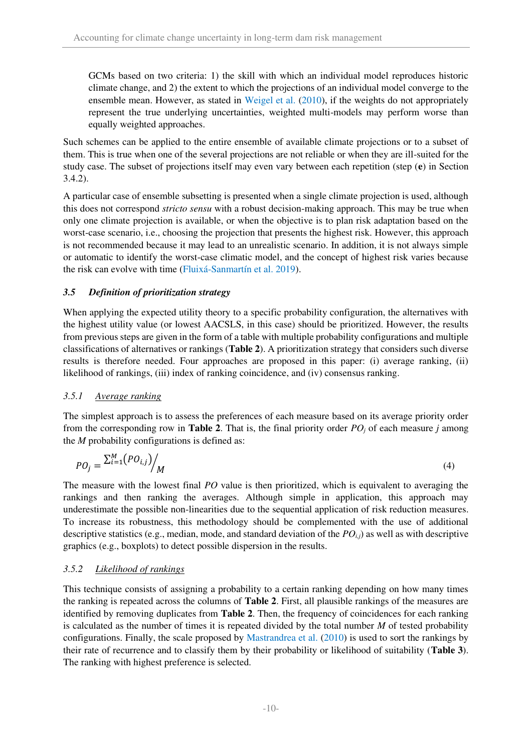GCMs based on two criteria: 1) the skill with which an individual model reproduces historic climate change, and 2) the extent to which the projections of an individual model converge to the ensemble mean. However, as stated in Weigel et al. (2010), if the weights do not appropriately represent the true underlying uncertainties, weighted multi-models may perform worse than equally weighted approaches.

Such schemes can be applied to the entire ensemble of available climate projections or to a subset of them. This is true when one of the several projections are not reliable or when they are ill-suited for the study case. The subset of projections itself may even vary between each repetition (step (**e**) in Section 3.4.2).

A particular case of ensemble subsetting is presented when a single climate projection is used, although this does not correspond *stricto sensu* with a robust decision-making approach. This may be true when only one climate projection is available, or when the objective is to plan risk adaptation based on the worst-case scenario, i.e., choosing the projection that presents the highest risk. However, this approach is not recommended because it may lead to an unrealistic scenario. In addition, it is not always simple or automatic to identify the worst-case climatic model, and the concept of highest risk varies because the risk can evolve with time (Fluixá-Sanmartín et al. 2019).

### *3.5 Definition of prioritization strategy*

When applying the expected utility theory to a specific probability configuration, the alternatives with the highest utility value (or lowest AACSLS, in this case) should be prioritized. However, the results from previous steps are given in the form of a table with multiple probability configurations and multiple classifications of alternatives or rankings (**Table 2**). A prioritization strategy that considers such diverse results is therefore needed. Four approaches are proposed in this paper: (i) average ranking, (ii) likelihood of rankings, (iii) index of ranking coincidence, and (iv) consensus ranking.

#### *3.5.1 Average ranking*

The simplest approach is to assess the preferences of each measure based on its average priority order from the corresponding row in **Table 2**. That is, the final priority order $PO_j$ of each measure $j$ among the $M$ probability configurations is defined as:

$$PO_j = \sum_{i=1}^{M} \left(PO_{i,j}\right) \Big/ M \tag{4}$$

The measure with the lowest final $PO$ value is then prioritized, which is equivalent to averaging the rankings and then ranking the averages. Although simple in application, this approach may underestimate the possible non-linearities due to the sequential application of risk reduction measures. To increase its robustness, this methodology should be complemented with the use of additional descriptive statistics (e.g., median, mode, and standard deviation of the $PO_{i,j}$) as well as with descriptive graphics (e.g., boxplots) to detect possible dispersion in the results.

#### *3.5.2 Likelihood of rankings*

This technique consists of assigning a probability to a certain ranking depending on how many times the ranking is repeated across the columns of **Table 2**. First, all plausible rankings of the measures are identified by removing duplicates from **Table 2**. Then, the frequency of coincidences for each ranking is calculated as the number of times it is repeated divided by the total number $M$ of tested probability configurations. Finally, the scale proposed by Mastrandrea et al. (2010) is used to sort the rankings by their rate of recurrence and to classify them by their probability or likelihood of suitability (**Table 3**). The ranking with highest preference is selected.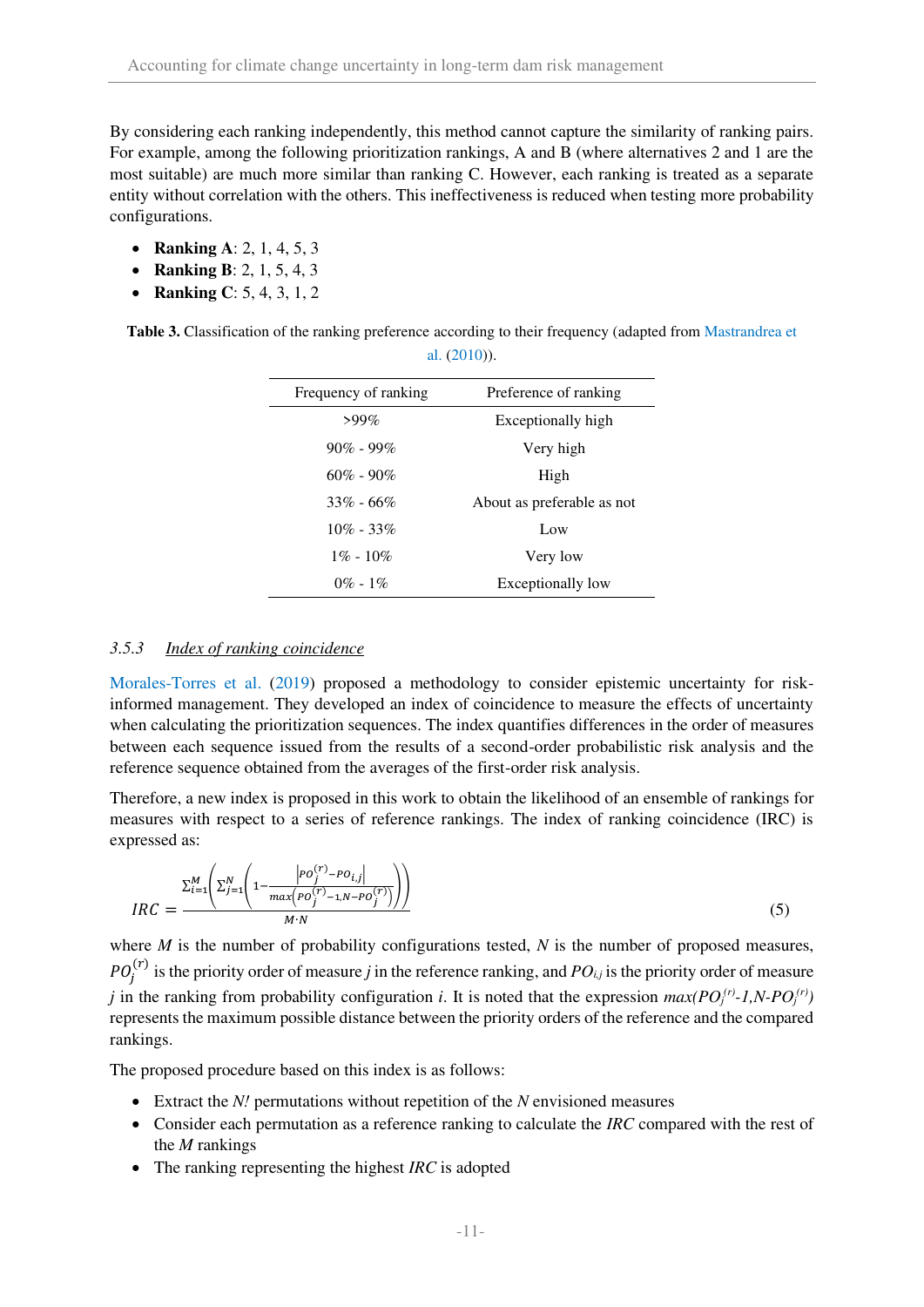By considering each ranking independently, this method cannot capture the similarity of ranking pairs. For example, among the following prioritization rankings, A and B (where alternatives 2 and 1 are the most suitable) are much more similar than ranking C. However, each ranking is treated as a separate entity without correlation with the others. This ineffectiveness is reduced when testing more probability configurations.

- **Ranking A**: 2, 1, 4, 5, 3
- **Ranking B**: 2, 1, 5, 4, 3
- **Ranking C**: 5, 4, 3, 1, 2

**Table 3.** Classification of the ranking preference according to their frequency (adapted from Mastrandrea et al. (2010)).

| Frequency of ranking | Preference of ranking |
|---|---|
| >99% | Exceptionally high |
| 90% - 99% | Very high |
| 60% - 90% | High |
| 33% - 66% | About as preferable as not |
| 10% - 33% | Low |
| 1% - 10% | Very low |
| 0% - 1% | Exceptionally low |

### 3.5.3 Index of ranking coincidence

Morales-Torres et al. (2019) proposed a methodology to consider epistemic uncertainty for risk-informed management. They developed an index of coincidence to measure the effects of uncertainty when calculating the prioritization sequences. The index quantifies differences in the order of measures between each sequence issued from the results of a second-order probabilistic risk analysis and the reference sequence obtained from the averages of the first-order risk analysis.

Therefore, a new index is proposed in this work to obtain the likelihood of an ensemble of rankings for measures with respect to a series of reference rankings. The index of ranking coincidence (IRC) is expressed as:

$$IRC = \frac{\sum_{i=1}^{M}\left(\sum_{j=1}^{N}\left(1 - \frac{\left|PO_j^{(r)} - PO_{i,j}\right|}{max\left(PO_j^{(r)} - 1, N - PO_j^{(r)}\right)}\right)\right)}{M \cdot N} \tag{5}$$

where $M$ is the number of probability configurations tested, $N$ is the number of proposed measures, $PO_j^{(r)}$ is the priority order of measure $j$ in the reference ranking, and $PO_{i,j}$ is the priority order of measure $j$ in the ranking from probability configuration $i$. It is noted that the expression $max(PO_j^{(r)}-1, N-PO_j^{(r)})$ represents the maximum possible distance between the priority orders of the reference and the compared rankings.

The proposed procedure based on this index is as follows:

- Extract the $N!$ permutations without repetition of the $N$ envisioned measures
- Consider each permutation as a reference ranking to calculate the $IRC$ compared with the rest of the $M$ rankings
- The ranking representing the highest $IRC$ is adopted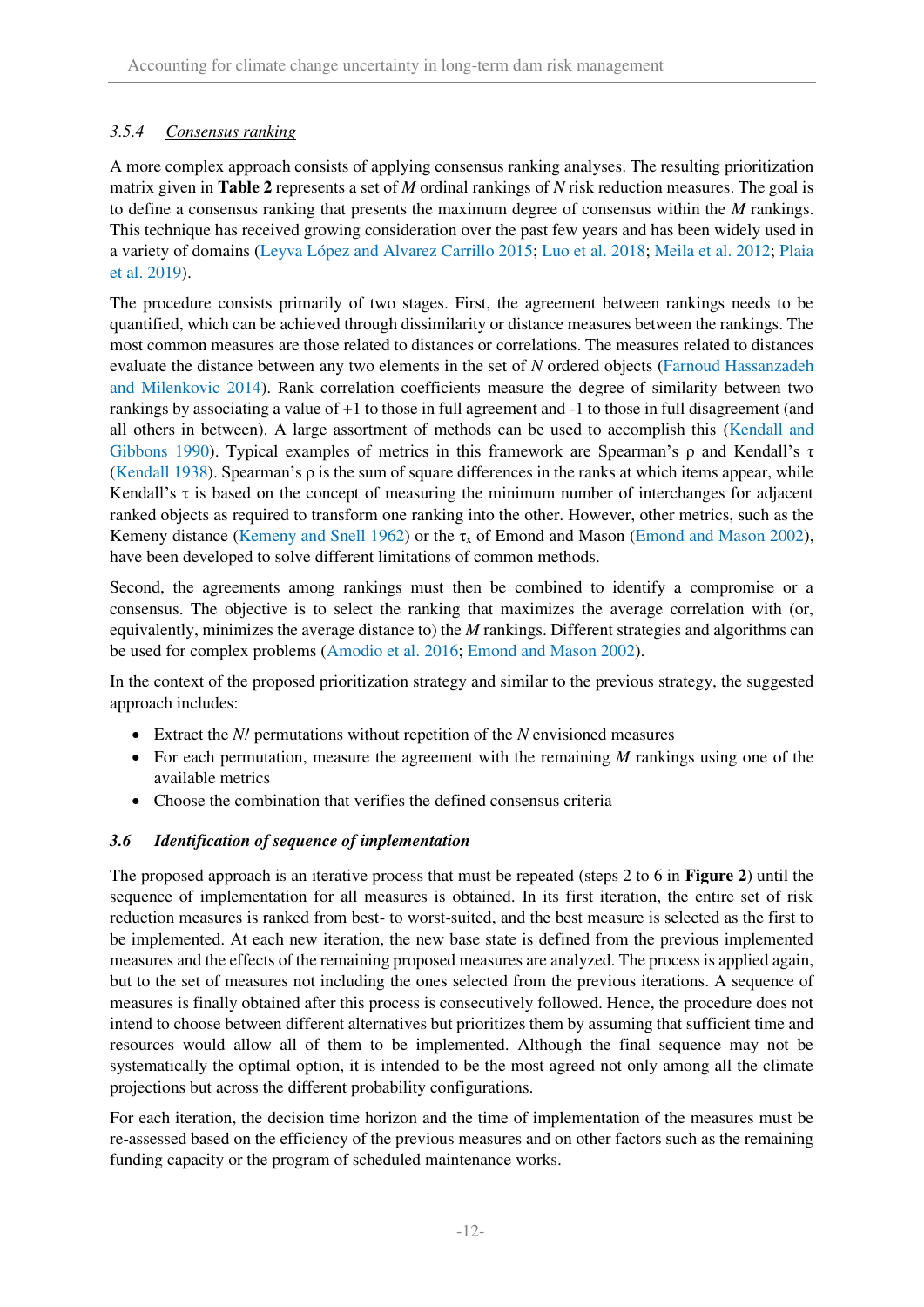### 3.5.4 Consensus ranking

A more complex approach consists of applying consensus ranking analyses. The resulting prioritization matrix given in **Table 2** represents a set of *M* ordinal rankings of *N* risk reduction measures. The goal is to define a consensus ranking that presents the maximum degree of consensus within the *M* rankings. This technique has received growing consideration over the past few years and has been widely used in a variety of domains (Leyva López and Alvarez Carrillo 2015; Luo et al. 2018; Meila et al. 2012; Plaia et al. 2019).

The procedure consists primarily of two stages. First, the agreement between rankings needs to be quantified, which can be achieved through dissimilarity or distance measures between the rankings. The most common measures are those related to distances or correlations. The measures related to distances evaluate the distance between any two elements in the set of *N* ordered objects (Farnoud Hassanzadeh and Milenkovic 2014). Rank correlation coefficients measure the degree of similarity between two rankings by associating a value of +1 to those in full agreement and -1 to those in full disagreement (and all others in between). A large assortment of methods can be used to accomplish this (Kendall and Gibbons 1990). Typical examples of metrics in this framework are Spearman's $\rho$ and Kendall's $\tau$ (Kendall 1938). Spearman's $\rho$ is the sum of square differences in the ranks at which items appear, while Kendall's $\tau$ is based on the concept of measuring the minimum number of interchanges for adjacent ranked objects as required to transform one ranking into the other. However, other metrics, such as the Kemeny distance (Kemeny and Snell 1962) or the $\tau_x$ of Emond and Mason (Emond and Mason 2002), have been developed to solve different limitations of common methods.

Second, the agreements among rankings must then be combined to identify a compromise or a consensus. The objective is to select the ranking that maximizes the average correlation with (or, equivalently, minimizes the average distance to) the *M* rankings. Different strategies and algorithms can be used for complex problems (Amodio et al. 2016; Emond and Mason 2002).

In the context of the proposed prioritization strategy and similar to the previous strategy, the suggested approach includes:

- Extract the *N!* permutations without repetition of the *N* envisioned measures
- For each permutation, measure the agreement with the remaining *M* rankings using one of the available metrics
- Choose the combination that verifies the defined consensus criteria

## 3.6 Identification of sequence of implementation

The proposed approach is an iterative process that must be repeated (steps 2 to 6 in **Figure 2**) until the sequence of implementation for all measures is obtained. In its first iteration, the entire set of risk reduction measures is ranked from best- to worst-suited, and the best measure is selected as the first to be implemented. At each new iteration, the new base state is defined from the previous implemented measures and the effects of the remaining proposed measures are analyzed. The process is applied again, but to the set of measures not including the ones selected from the previous iterations. A sequence of measures is finally obtained after this process is consecutively followed. Hence, the procedure does not intend to choose between different alternatives but prioritizes them by assuming that sufficient time and resources would allow all of them to be implemented. Although the final sequence may not be systematically the optimal option, it is intended to be the most agreed not only among all the climate projections but across the different probability configurations.

For each iteration, the decision time horizon and the time of implementation of the measures must be re-assessed based on the efficiency of the previous measures and on other factors such as the remaining funding capacity or the program of scheduled maintenance works.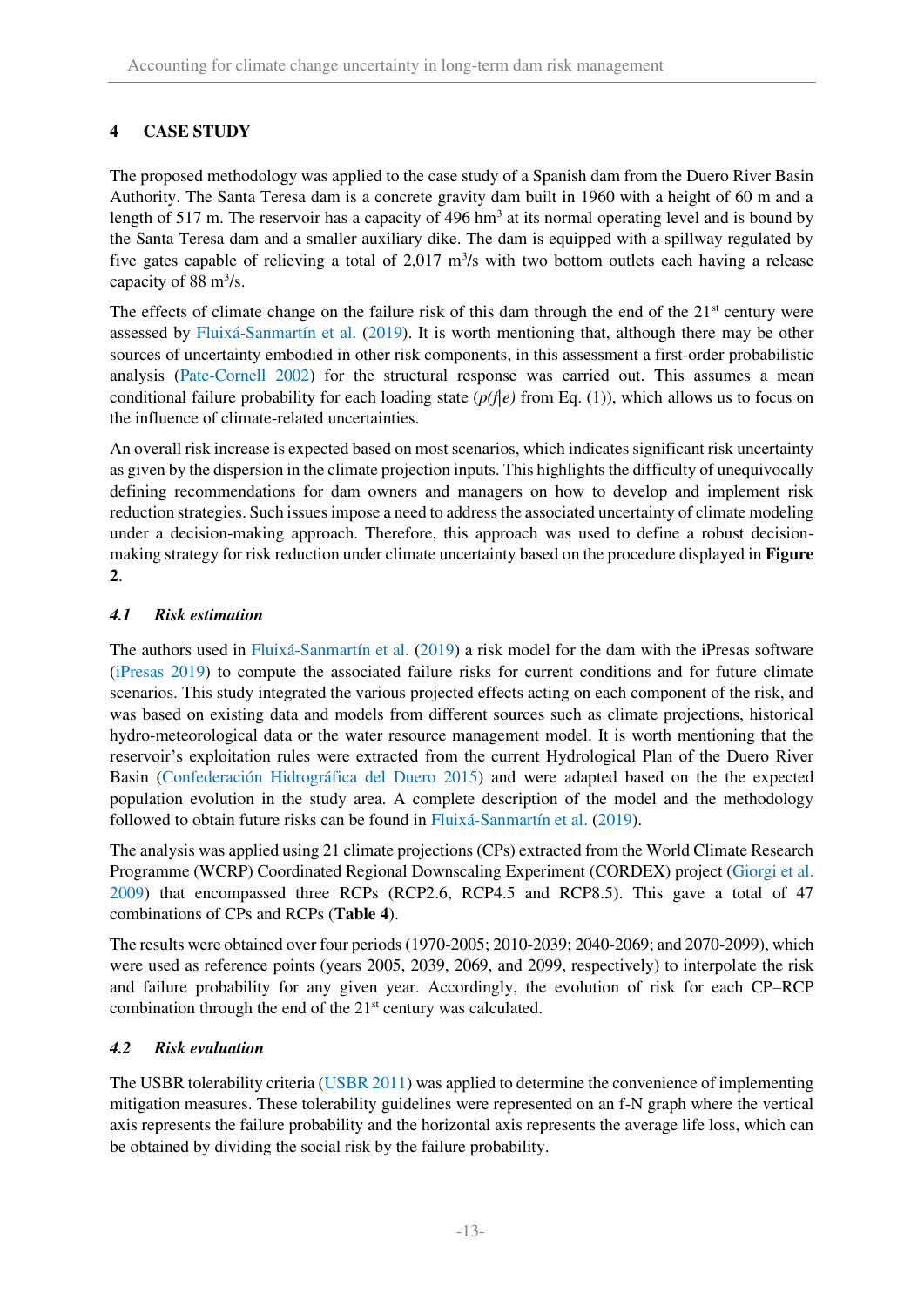# 4 CASE STUDY

The proposed methodology was applied to the case study of a Spanish dam from the Duero River Basin Authority. The Santa Teresa dam is a concrete gravity dam built in 1960 with a height of 60 m and a length of 517 m. The reservoir has a capacity of 496 $hm^3$ at its normal operating level and is bound by the Santa Teresa dam and a smaller auxiliary dike. The dam is equipped with a spillway regulated by five gates capable of relieving a total of 2,017 $m^3/s$ with two bottom outlets each having a release capacity of 88 $m^3/s$.

The effects of climate change on the failure risk of this dam through the end of the 21st century were assessed by Fluixá-Sanmartín et al. (2019). It is worth mentioning that, although there may be other sources of uncertainty embodied in other risk components, in this assessment a first-order probabilistic analysis (Pate-Cornell 2002) for the structural response was carried out. This assumes a mean conditional failure probability for each loading state ($p(f|e)$ from Eq. (1)), which allows us to focus on the influence of climate-related uncertainties.

An overall risk increase is expected based on most scenarios, which indicates significant risk uncertainty as given by the dispersion in the climate projection inputs. This highlights the difficulty of unequivocally defining recommendations for dam owners and managers on how to develop and implement risk reduction strategies. Such issues impose a need to address the associated uncertainty of climate modeling under a decision-making approach. Therefore, this approach was used to define a robust decision-making strategy for risk reduction under climate uncertainty based on the procedure displayed in **Figure 2**.

## *4.1 Risk estimation*

The authors used in Fluixá-Sanmartín et al. (2019) a risk model for the dam with the iPresas software (iPresas 2019) to compute the associated failure risks for current conditions and for future climate scenarios. This study integrated the various projected effects acting on each component of the risk, and was based on existing data and models from different sources such as climate projections, historical hydro-meteorological data or the water resource management model. It is worth mentioning that the reservoir's exploitation rules were extracted from the current Hydrological Plan of the Duero River Basin (Confederación Hidrográfica del Duero 2015) and were adapted based on the the expected population evolution in the study area. A complete description of the model and the methodology followed to obtain future risks can be found in Fluixá-Sanmartín et al. (2019).

The analysis was applied using 21 climate projections (CPs) extracted from the World Climate Research Programme (WCRP) Coordinated Regional Downscaling Experiment (CORDEX) project (Giorgi et al. 2009) that encompassed three RCPs (RCP2.6, RCP4.5 and RCP8.5). This gave a total of 47 combinations of CPs and RCPs (**Table 4**).

The results were obtained over four periods (1970-2005; 2010-2039; 2040-2069; and 2070-2099), which were used as reference points (years 2005, 2039, 2069, and 2099, respectively) to interpolate the risk and failure probability for any given year. Accordingly, the evolution of risk for each CP–RCP combination through the end of the 21st century was calculated.

## *4.2 Risk evaluation*

The USBR tolerability criteria (USBR 2011) was applied to determine the convenience of implementing mitigation measures. These tolerability guidelines were represented on an f-N graph where the vertical axis represents the failure probability and the horizontal axis represents the average life loss, which can be obtained by dividing the social risk by the failure probability.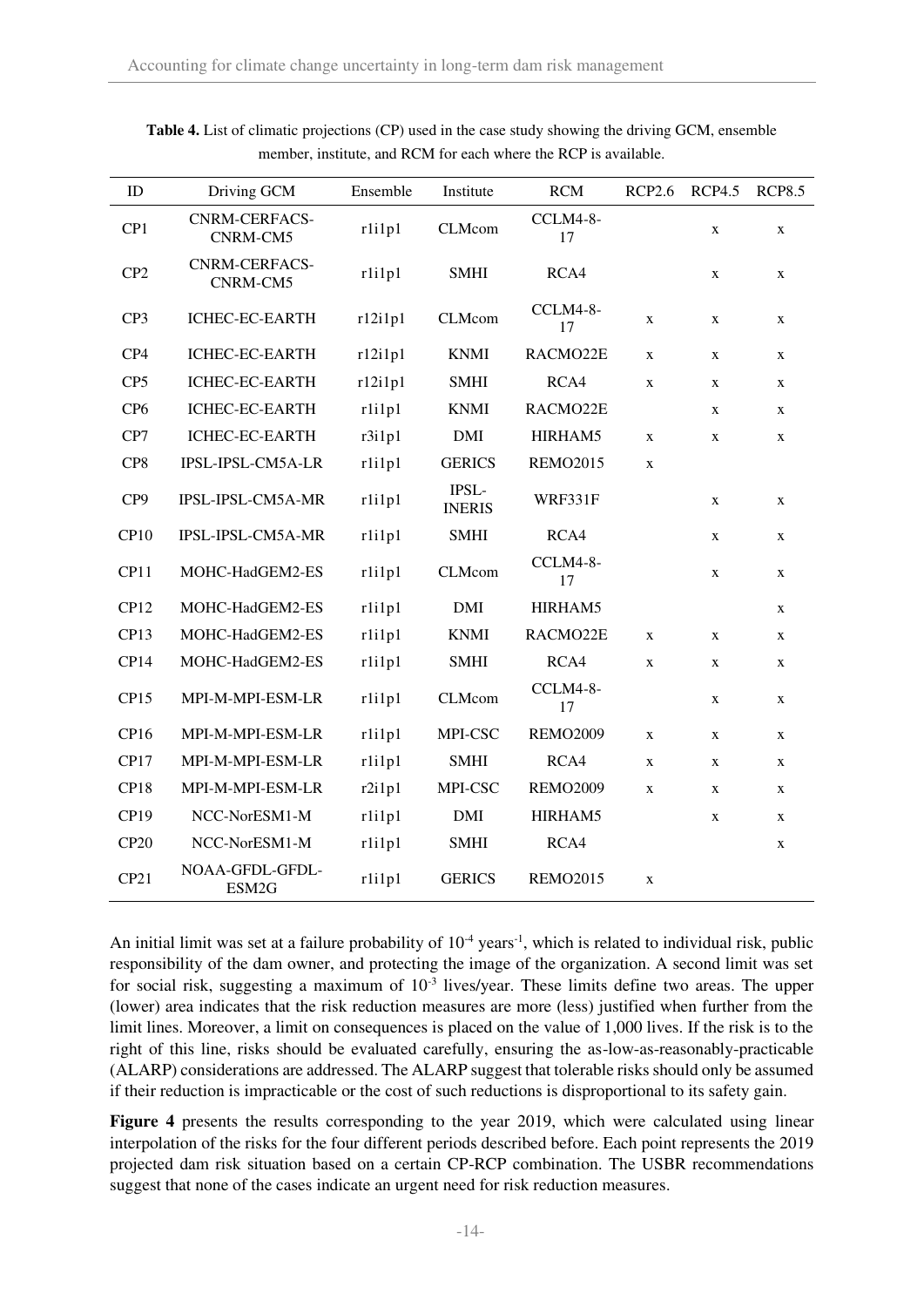**Table 4.** List of climatic projections (CP) used in the case study showing the driving GCM, ensemble member, institute, and RCM for each where the RCP is available.

| ID | Driving GCM | Ensemble | Institute | RCM | RCP2.6 | RCP4.5 | RCP8.5 |
|---|---|---|---|---|---|---|---|
| CP1 | CNRM-CERFACS-CNRM-CM5 | r1i1p1 | CLMcom | CCLM4-8-17 | | x | x |
| CP2 | CNRM-CERFACS-CNRM-CM5 | r1i1p1 | SMHI | RCA4 | | x | x |
| CP3 | ICHEC-EC-EARTH | r12i1p1 | CLMcom | CCLM4-8-17 | x | x | x |
| CP4 | ICHEC-EC-EARTH | r12i1p1 | KNMI | RACMO22E | x | x | x |
| CP5 | ICHEC-EC-EARTH | r12i1p1 | SMHI | RCA4 | x | x | x |
| CP6 | ICHEC-EC-EARTH | r1i1p1 | KNMI | RACMO22E | | x | x |
| CP7 | ICHEC-EC-EARTH | r3i1p1 | DMI | HIRHAM5 | x | x | x |
| CP8 | IPSL-IPSL-CM5A-LR | r1i1p1 | GERICS | REMO2015 | x | | |
| CP9 | IPSL-IPSL-CM5A-MR | r1i1p1 | IPSL-INERIS | WRF331F | | x | x |
| CP10 | IPSL-IPSL-CM5A-MR | r1i1p1 | SMHI | RCA4 | | x | x |
| CP11 | MOHC-HadGEM2-ES | r1i1p1 | CLMcom | CCLM4-8-17 | | x | x |
| CP12 | MOHC-HadGEM2-ES | r1i1p1 | DMI | HIRHAM5 | | | x |
| CP13 | MOHC-HadGEM2-ES | r1i1p1 | KNMI | RACMO22E | x | x | x |
| CP14 | MOHC-HadGEM2-ES | r1i1p1 | SMHI | RCA4 | x | x | x |
| CP15 | MPI-M-MPI-ESM-LR | r1i1p1 | CLMcom | CCLM4-8-17 | | x | x |
| CP16 | MPI-M-MPI-ESM-LR | r1i1p1 | MPI-CSC | REMO2009 | x | x | x |
| CP17 | MPI-M-MPI-ESM-LR | r1i1p1 | SMHI | RCA4 | x | x | x |
| CP18 | MPI-M-MPI-ESM-LR | r2i1p1 | MPI-CSC | REMO2009 | x | x | x |
| CP19 | NCC-NorESM1-M | r1i1p1 | DMI | HIRHAM5 | | x | x |
| CP20 | NCC-NorESM1-M | r1i1p1 | SMHI | RCA4 | | | x |
| CP21 | NOAA-GFDL-GFDL-ESM2G | r1i1p1 | GERICS | REMO2015 | x | | |

An initial limit was set at a failure probability of $10^{-4}$ $\text{years}^{-1}$, which is related to individual risk, public responsibility of the dam owner, and protecting the image of the organization. A second limit was set for social risk, suggesting a maximum of $10^{-3}$ lives/year. These limits define two areas. The upper (lower) area indicates that the risk reduction measures are more (less) justified when further from the limit lines. Moreover, a limit on consequences is placed on the value of 1,000 lives. If the risk is to the right of this line, risks should be evaluated carefully, ensuring the as-low-as-reasonably-practicable (ALARP) considerations are addressed. The ALARP suggest that tolerable risks should only be assumed if their reduction is impracticable or the cost of such reductions is disproportional to its safety gain.

**Figure 4** presents the results corresponding to the year 2019, which were calculated using linear interpolation of the risks for the four different periods described before. Each point represents the 2019 projected dam risk situation based on a certain CP-RCP combination. The USBR recommendations suggest that none of the cases indicate an urgent need for risk reduction measures.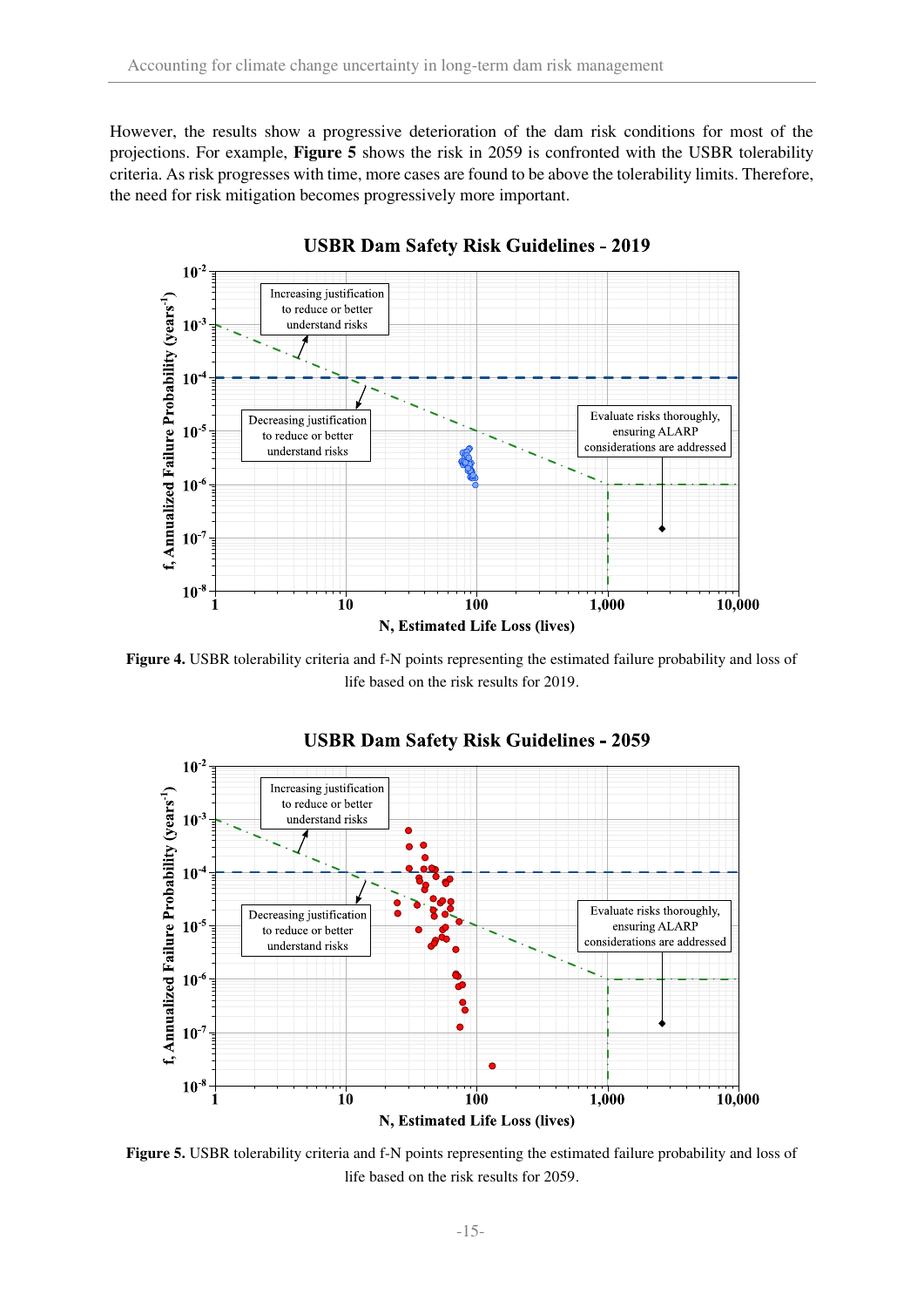However, the results show a progressive deterioration of the dam risk conditions for most of the projections. For example, **Figure 5** shows the risk in 2059 is confronted with the USBR tolerability criteria. As risk progresses with time, more cases are found to be above the tolerability limits. Therefore, the need for risk mitigation becomes progressively more important.

**Figure 4.** USBR tolerability criteria and f-N points representing the estimated failure probability and loss of life based on the risk results for 2019.

**Figure 5.** USBR tolerability criteria and f-N points representing the estimated failure probability and loss of life based on the risk results for 2059.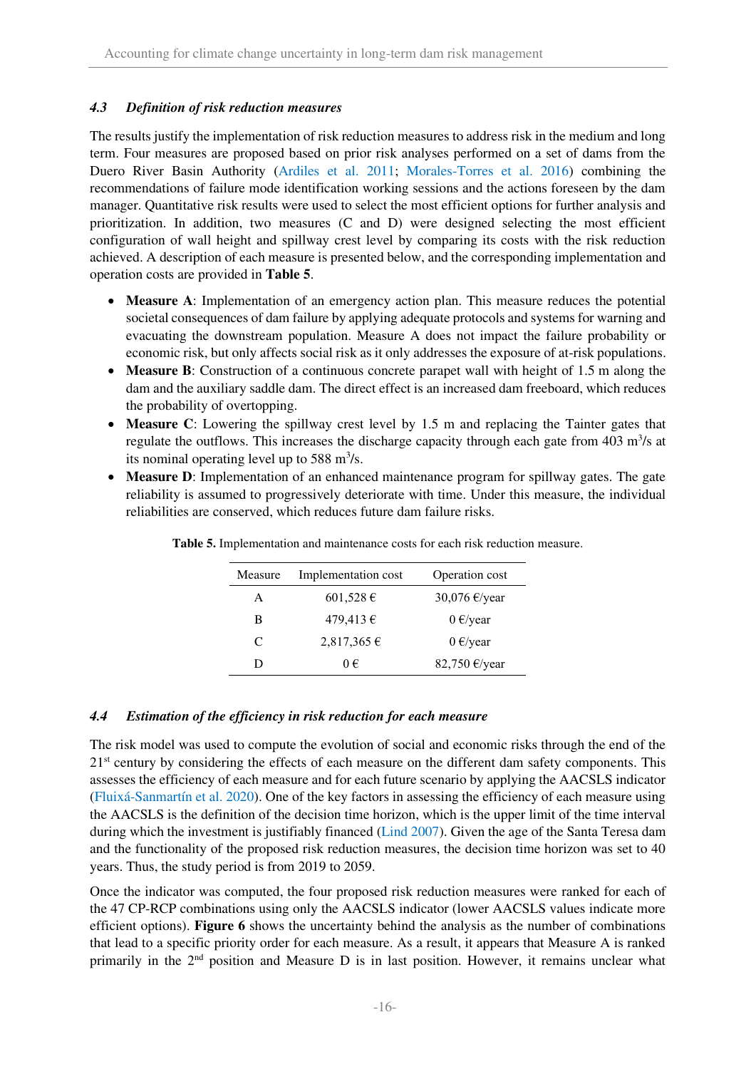### 4.3 Definition of risk reduction measures

The results justify the implementation of risk reduction measures to address risk in the medium and long term. Four measures are proposed based on prior risk analyses performed on a set of dams from the Duero River Basin Authority (Ardiles et al. 2011; Morales-Torres et al. 2016) combining the recommendations of failure mode identification working sessions and the actions foreseen by the dam manager. Quantitative risk results were used to select the most efficient options for further analysis and prioritization. In addition, two measures (C and D) were designed selecting the most efficient configuration of wall height and spillway crest level by comparing its costs with the risk reduction achieved. A description of each measure is presented below, and the corresponding implementation and operation costs are provided in **Table 5**.

- **Measure A**: Implementation of an emergency action plan. This measure reduces the potential societal consequences of dam failure by applying adequate protocols and systems for warning and evacuating the downstream population. Measure A does not impact the failure probability or economic risk, but only affects social risk as it only addresses the exposure of at-risk populations.
- **Measure B**: Construction of a continuous concrete parapet wall with height of 1.5 m along the dam and the auxiliary saddle dam. The direct effect is an increased dam freeboard, which reduces the probability of overtopping.
- **Measure C**: Lowering the spillway crest level by 1.5 m and replacing the Tainter gates that regulate the outflows. This increases the discharge capacity through each gate from 403 $m^3/s$ at its nominal operating level up to 588 $m^3/s$.
- **Measure D**: Implementation of an enhanced maintenance program for spillway gates. The gate reliability is assumed to progressively deteriorate with time. Under this measure, the individual reliabilities are conserved, which reduces future dam failure risks.

**Table 5.** Implementation and maintenance costs for each risk reduction measure.

| Measure | Implementation cost | Operation cost |
|---|---|---|
| A | 601,528 € | 30,076 €/year |
| B | 479,413 € | 0 €/year |
| C | 2,817,365 € | 0 €/year |
| D | 0 € | 82,750 €/year |

### 4.4 Estimation of the efficiency in risk reduction for each measure

The risk model was used to compute the evolution of social and economic risks through the end of the 21st century by considering the effects of each measure on the different dam safety components. This assesses the efficiency of each measure and for each future scenario by applying the AACSLS indicator (Fluixá-Sanmartín et al. 2020). One of the key factors in assessing the efficiency of each measure using the AACSLS is the definition of the decision time horizon, which is the upper limit of the time interval during which the investment is justifiably financed (Lind 2007). Given the age of the Santa Teresa dam and the functionality of the proposed risk reduction measures, the decision time horizon was set to 40 years. Thus, the study period is from 2019 to 2059.

Once the indicator was computed, the four proposed risk reduction measures were ranked for each of the 47 CP-RCP combinations using only the AACSLS indicator (lower AACSLS values indicate more efficient options). **Figure 6** shows the uncertainty behind the analysis as the number of combinations that lead to a specific priority order for each measure. As a result, it appears that Measure A is ranked primarily in the 2nd position and Measure D is in last position. However, it remains unclear what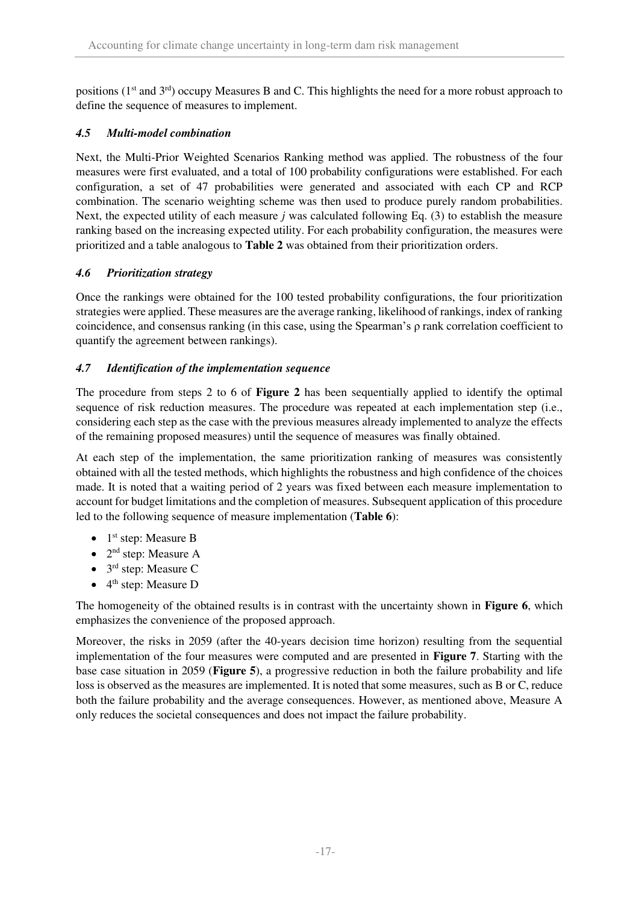positions (1st and 3rd) occupy Measures B and C. This highlights the need for a more robust approach to define the sequence of measures to implement.

### *4.5 Multi-model combination*

Next, the Multi-Prior Weighted Scenarios Ranking method was applied. The robustness of the four measures were first evaluated, and a total of 100 probability configurations were established. For each configuration, a set of 47 probabilities were generated and associated with each CP and RCP combination. The scenario weighting scheme was then used to produce purely random probabilities. Next, the expected utility of each measure *j* was calculated following Eq. (3) to establish the measure ranking based on the increasing expected utility. For each probability configuration, the measures were prioritized and a table analogous to **Table 2** was obtained from their prioritization orders.

### *4.6 Prioritization strategy*

Once the rankings were obtained for the 100 tested probability configurations, the four prioritization strategies were applied. These measures are the average ranking, likelihood of rankings, index of ranking coincidence, and consensus ranking (in this case, using the Spearman's $\rho$ rank correlation coefficient to quantify the agreement between rankings).

### *4.7 Identification of the implementation sequence*

The procedure from steps 2 to 6 of **Figure 2** has been sequentially applied to identify the optimal sequence of risk reduction measures. The procedure was repeated at each implementation step (i.e., considering each step as the case with the previous measures already implemented to analyze the effects of the remaining proposed measures) until the sequence of measures was finally obtained.

At each step of the implementation, the same prioritization ranking of measures was consistently obtained with all the tested methods, which highlights the robustness and high confidence of the choices made. It is noted that a waiting period of 2 years was fixed between each measure implementation to account for budget limitations and the completion of measures. Subsequent application of this procedure led to the following sequence of measure implementation (**Table 6**):

- 1st step: Measure B
- 2nd step: Measure A
- 3rd step: Measure C
- 4th step: Measure D

The homogeneity of the obtained results is in contrast with the uncertainty shown in **Figure 6**, which emphasizes the convenience of the proposed approach.

Moreover, the risks in 2059 (after the 40-years decision time horizon) resulting from the sequential implementation of the four measures were computed and are presented in **Figure 7**. Starting with the base case situation in 2059 (**Figure 5**), a progressive reduction in both the failure probability and life loss is observed as the measures are implemented. It is noted that some measures, such as B or C, reduce both the failure probability and the average consequences. However, as mentioned above, Measure A only reduces the societal consequences and does not impact the failure probability.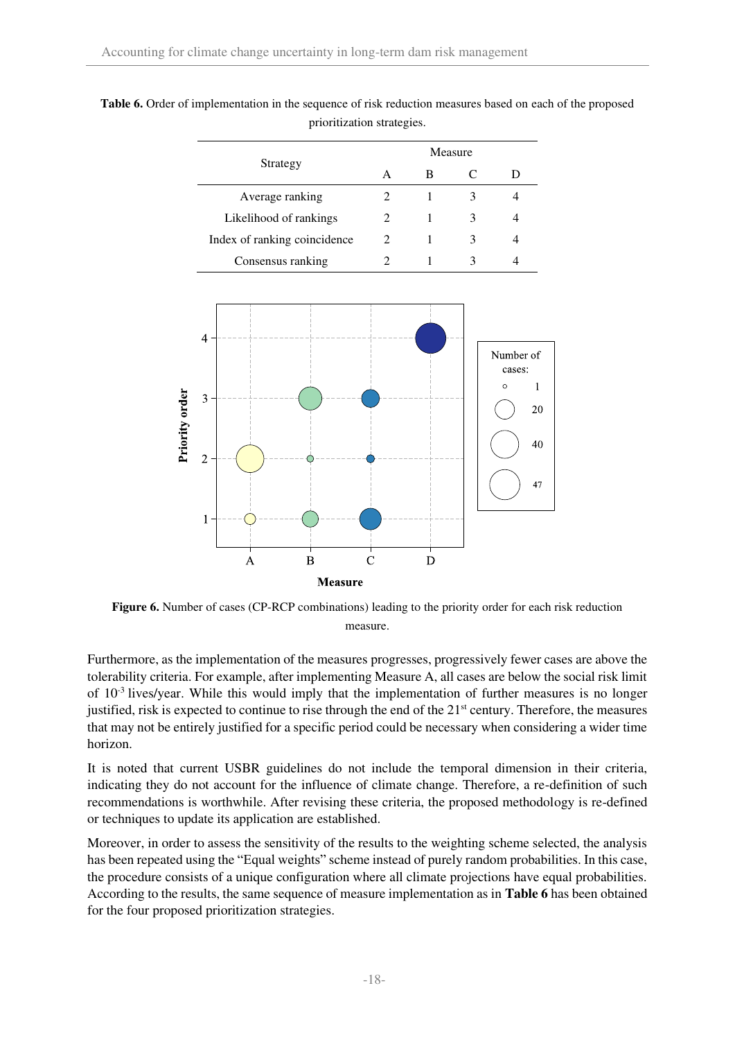**Table 6.** Order of implementation in the sequence of risk reduction measures based on each of the proposed prioritization strategies.

| Strategy | Measure | | | |
|---|---|---|---|---|
| | A | B | C | D |
| Average ranking | 2 | 1 | 3 | 4 |
| Likelihood of rankings | 2 | 1 | 3 | 4 |
| Index of ranking coincidence | 2 | 1 | 3 | 4 |
| Consensus ranking | 2 | 1 | 3 | 4 |

**Figure 6.** Number of cases (CP-RCP combinations) leading to the priority order for each risk reduction measure.

Furthermore, as the implementation of the measures progresses, progressively fewer cases are above the tolerability criteria. For example, after implementing Measure A, all cases are below the social risk limit of $10^{-3}$ lives/year. While this would imply that the implementation of further measures is no longer justified, risk is expected to continue to rise through the end of the 21st century. Therefore, the measures that may not be entirely justified for a specific period could be necessary when considering a wider time horizon.

It is noted that current USBR guidelines do not include the temporal dimension in their criteria, indicating they do not account for the influence of climate change. Therefore, a re-definition of such recommendations is worthwhile. After revising these criteria, the proposed methodology is re-defined or techniques to update its application are established.

Moreover, in order to assess the sensitivity of the results to the weighting scheme selected, the analysis has been repeated using the "Equal weights" scheme instead of purely random probabilities. In this case, the procedure consists of a unique configuration where all climate projections have equal probabilities. According to the results, the same sequence of measure implementation as in **Table 6** has been obtained for the four proposed prioritization strategies.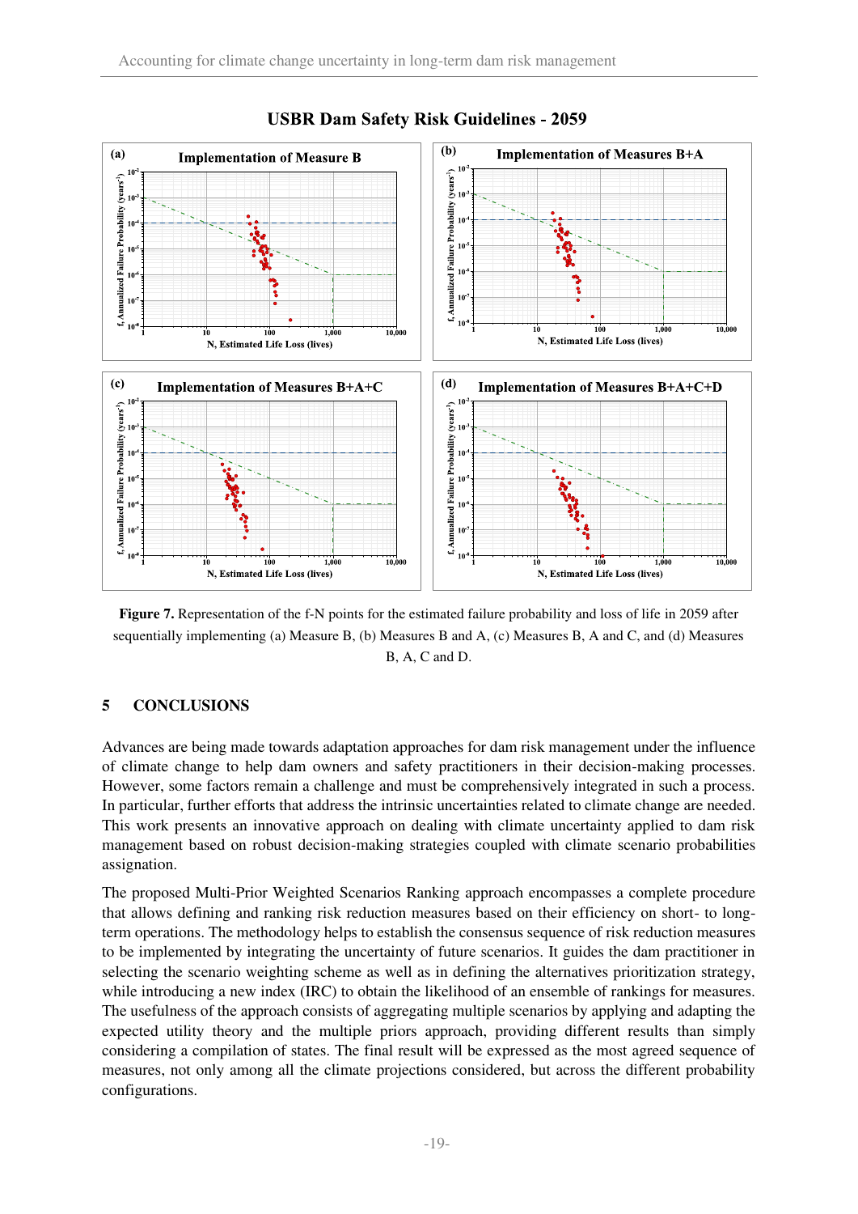Figure 7. Representation of the f-N points for the estimated failure probability and loss of life in 2059 after sequentially implementing (a) Measure B, (b) Measures B and A, (c) Measures B, A and C, and (d) Measures B, A, C and D.

## 5 CONCLUSIONS

Advances are being made towards adaptation approaches for dam risk management under the influence of climate change to help dam owners and safety practitioners in their decision-making processes. However, some factors remain a challenge and must be comprehensively integrated in such a process. In particular, further efforts that address the intrinsic uncertainties related to climate change are needed. This work presents an innovative approach on dealing with climate uncertainty applied to dam risk management based on robust decision-making strategies coupled with climate scenario probabilities assignation.

The proposed Multi-Prior Weighted Scenarios Ranking approach encompasses a complete procedure that allows defining and ranking risk reduction measures based on their efficiency on short- to long-term operations. The methodology helps to establish the consensus sequence of risk reduction measures to be implemented by integrating the uncertainty of future scenarios. It guides the dam practitioner in selecting the scenario weighting scheme as well as in defining the alternatives prioritization strategy, while introducing a new index (IRC) to obtain the likelihood of an ensemble of rankings for measures. The usefulness of the approach consists of aggregating multiple scenarios by applying and adapting the expected utility theory and the multiple priors approach, providing different results than simply considering a compilation of states. The final result will be expressed as the most agreed sequence of measures, not only among all the climate projections considered, but across the different probability configurations.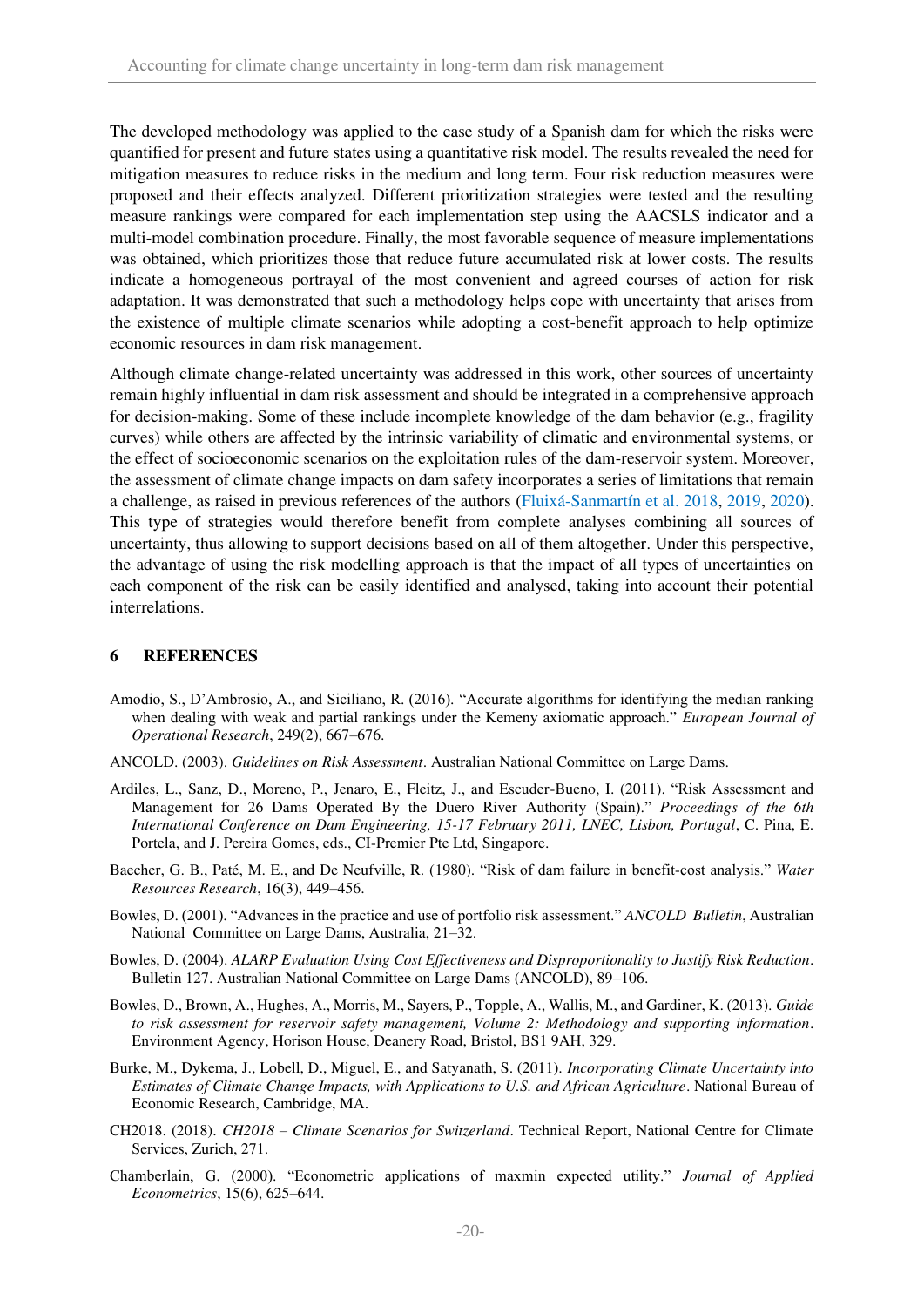The developed methodology was applied to the case study of a Spanish dam for which the risks were quantified for present and future states using a quantitative risk model. The results revealed the need for mitigation measures to reduce risks in the medium and long term. Four risk reduction measures were proposed and their effects analyzed. Different prioritization strategies were tested and the resulting measure rankings were compared for each implementation step using the AACSLS indicator and a multi-model combination procedure. Finally, the most favorable sequence of measure implementations was obtained, which prioritizes those that reduce future accumulated risk at lower costs. The results indicate a homogeneous portrayal of the most convenient and agreed courses of action for risk adaptation. It was demonstrated that such a methodology helps cope with uncertainty that arises from the existence of multiple climate scenarios while adopting a cost-benefit approach to help optimize economic resources in dam risk management.

Although climate change-related uncertainty was addressed in this work, other sources of uncertainty remain highly influential in dam risk assessment and should be integrated in a comprehensive approach for decision-making. Some of these include incomplete knowledge of the dam behavior (e.g., fragility curves) while others are affected by the intrinsic variability of climatic and environmental systems, or the effect of socioeconomic scenarios on the exploitation rules of the dam-reservoir system. Moreover, the assessment of climate change impacts on dam safety incorporates a series of limitations that remain a challenge, as raised in previous references of the authors (Fluixá-Sanmartín et al. 2018, 2019, 2020). This type of strategies would therefore benefit from complete analyses combining all sources of uncertainty, thus allowing to support decisions based on all of them altogether. Under this perspective, the advantage of using the risk modelling approach is that the impact of all types of uncertainties on each component of the risk can be easily identified and analysed, taking into account their potential interrelations.

## 6 REFERENCES

Amodio, S., D'Ambrosio, A., and Siciliano, R. (2016). "Accurate algorithms for identifying the median ranking when dealing with weak and partial rankings under the Kemeny axiomatic approach." *European Journal of Operational Research*, 249(2), 667–676.

ANCOLD. (2003). *Guidelines on Risk Assessment*. Australian National Committee on Large Dams.

Ardiles, L., Sanz, D., Moreno, P., Jenaro, E., Fleitz, J., and Escuder-Bueno, I. (2011). "Risk Assessment and Management for 26 Dams Operated By the Duero River Authority (Spain)." *Proceedings of the 6th International Conference on Dam Engineering, 15-17 February 2011, LNEC, Lisbon, Portugal*, C. Pina, E. Portela, and J. Pereira Gomes, eds., CI-Premier Pte Ltd, Singapore.

Baecher, G. B., Paté, M. E., and De Neufville, R. (1980). "Risk of dam failure in benefit-cost analysis." *Water Resources Research*, 16(3), 449–456.

Bowles, D. (2001). "Advances in the practice and use of portfolio risk assessment." *ANCOLD Bulletin*, Australian National Committee on Large Dams, Australia, 21–32.

Bowles, D. (2004). *ALARP Evaluation Using Cost Effectiveness and Disproportionality to Justify Risk Reduction*. Bulletin 127. Australian National Committee on Large Dams (ANCOLD), 89–106.

Bowles, D., Brown, A., Hughes, A., Morris, M., Sayers, P., Topple, A., Wallis, M., and Gardiner, K. (2013). *Guide to risk assessment for reservoir safety management, Volume 2: Methodology and supporting information*. Environment Agency, Horison House, Deanery Road, Bristol, BS1 9AH, 329.

Burke, M., Dykema, J., Lobell, D., Miguel, E., and Satyanath, S. (2011). *Incorporating Climate Uncertainty into Estimates of Climate Change Impacts, with Applications to U.S. and African Agriculture*. National Bureau of Economic Research, Cambridge, MA.

CH2018. (2018). *CH2018 – Climate Scenarios for Switzerland*. Technical Report, National Centre for Climate Services, Zurich, 271.

Chamberlain, G. (2000). "Econometric applications of maxmin expected utility." *Journal of Applied Econometrics*, 15(6), 625–644.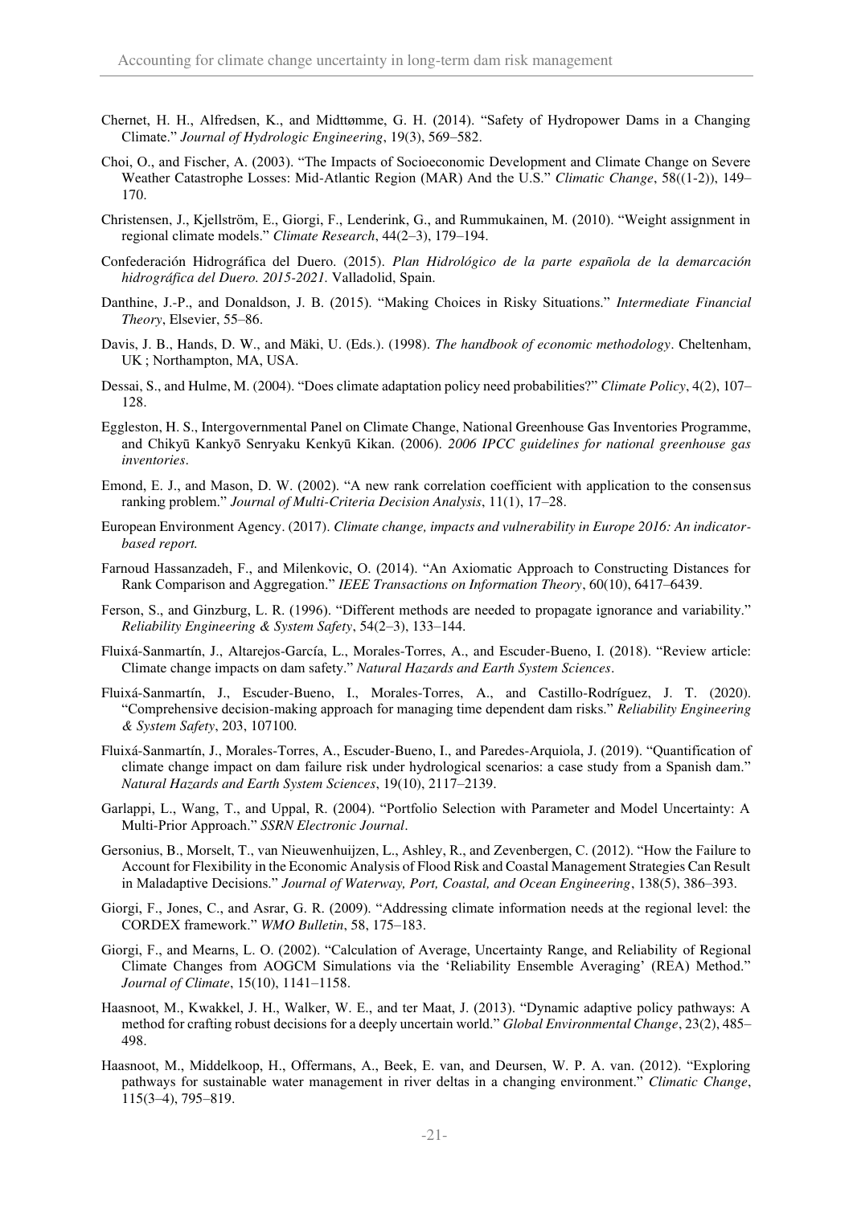Chernet, H. H., Alfredsen, K., and Midttømme, G. H. (2014). "Safety of Hydropower Dams in a Changing Climate." *Journal of Hydrologic Engineering*, 19(3), 569–582.

Choi, O., and Fischer, A. (2003). "The Impacts of Socioeconomic Development and Climate Change on Severe Weather Catastrophe Losses: Mid-Atlantic Region (MAR) And the U.S." *Climatic Change*, 58((1-2)), 149–170.

Christensen, J., Kjellström, E., Giorgi, F., Lenderink, G., and Rummukainen, M. (2010). "Weight assignment in regional climate models." *Climate Research*, 44(2–3), 179–194.

Confederación Hidrográfica del Duero. (2015). *Plan Hidrológico de la parte española de la demarcación hidrográfica del Duero. 2015-2021.* Valladolid, Spain.

Danthine, J.-P., and Donaldson, J. B. (2015). "Making Choices in Risky Situations." *Intermediate Financial Theory*, Elsevier, 55–86.

Davis, J. B., Hands, D. W., and Mäki, U. (Eds.). (1998). *The handbook of economic methodology*. Cheltenham, UK ; Northampton, MA, USA.

Dessai, S., and Hulme, M. (2004). "Does climate adaptation policy need probabilities?" *Climate Policy*, 4(2), 107–128.

Eggleston, H. S., Intergovernmental Panel on Climate Change, National Greenhouse Gas Inventories Programme, and Chikyū Kankyō Senryaku Kenkyū Kikan. (2006). *2006 IPCC guidelines for national greenhouse gas inventories*.

Emond, E. J., and Mason, D. W. (2002). "A new rank correlation coefficient with application to the consensus ranking problem." *Journal of Multi-Criteria Decision Analysis*, 11(1), 17–28.

European Environment Agency. (2017). *Climate change, impacts and vulnerability in Europe 2016: An indicator-based report.*

Farnoud Hassanzadeh, F., and Milenkovic, O. (2014). "An Axiomatic Approach to Constructing Distances for Rank Comparison and Aggregation." *IEEE Transactions on Information Theory*, 60(10), 6417–6439.

Ferson, S., and Ginzburg, L. R. (1996). "Different methods are needed to propagate ignorance and variability." *Reliability Engineering & System Safety*, 54(2–3), 133–144.

Fluixá-Sanmartín, J., Altarejos-García, L., Morales-Torres, A., and Escuder-Bueno, I. (2018). "Review article: Climate change impacts on dam safety." *Natural Hazards and Earth System Sciences*.

Fluixá-Sanmartín, J., Escuder-Bueno, I., Morales-Torres, A., and Castillo-Rodríguez, J. T. (2020). "Comprehensive decision-making approach for managing time dependent dam risks." *Reliability Engineering & System Safety*, 203, 107100.

Fluixá-Sanmartín, J., Morales-Torres, A., Escuder-Bueno, I., and Paredes-Arquiola, J. (2019). "Quantification of climate change impact on dam failure risk under hydrological scenarios: a case study from a Spanish dam." *Natural Hazards and Earth System Sciences*, 19(10), 2117–2139.

Garlappi, L., Wang, T., and Uppal, R. (2004). "Portfolio Selection with Parameter and Model Uncertainty: A Multi-Prior Approach." *SSRN Electronic Journal*.

Gersonius, B., Morselt, T., van Nieuwenhuijzen, L., Ashley, R., and Zevenbergen, C. (2012). "How the Failure to Account for Flexibility in the Economic Analysis of Flood Risk and Coastal Management Strategies Can Result in Maladaptive Decisions." *Journal of Waterway, Port, Coastal, and Ocean Engineering*, 138(5), 386–393.

Giorgi, F., Jones, C., and Asrar, G. R. (2009). "Addressing climate information needs at the regional level: the CORDEX framework." *WMO Bulletin*, 58, 175–183.

Giorgi, F., and Mearns, L. O. (2002). "Calculation of Average, Uncertainty Range, and Reliability of Regional Climate Changes from AOGCM Simulations via the 'Reliability Ensemble Averaging' (REA) Method." *Journal of Climate*, 15(10), 1141–1158.

Haasnoot, M., Kwakkel, J. H., Walker, W. E., and ter Maat, J. (2013). "Dynamic adaptive policy pathways: A method for crafting robust decisions for a deeply uncertain world." *Global Environmental Change*, 23(2), 485–498.

Haasnoot, M., Middelkoop, H., Offermans, A., Beek, E. van, and Deursen, W. P. A. van. (2012). "Exploring pathways for sustainable water management in river deltas in a changing environment." *Climatic Change*, 115(3–4), 795–819.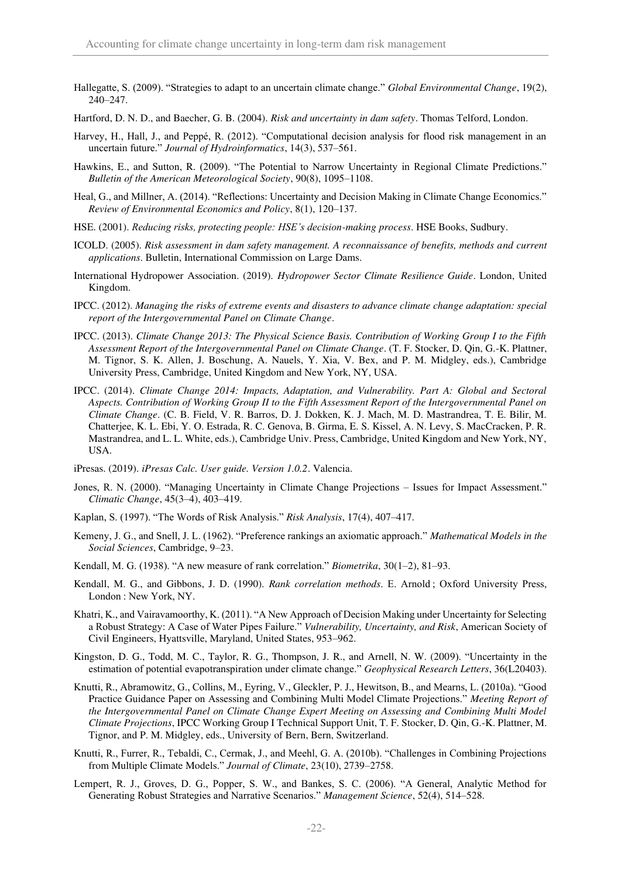Hallegatte, S. (2009). "Strategies to adapt to an uncertain climate change." *Global Environmental Change*, 19(2), 240–247.

Hartford, D. N. D., and Baecher, G. B. (2004). *Risk and uncertainty in dam safety*. Thomas Telford, London.

Harvey, H., Hall, J., and Peppé, R. (2012). "Computational decision analysis for flood risk management in an uncertain future." *Journal of Hydroinformatics*, 14(3), 537–561.

Hawkins, E., and Sutton, R. (2009). "The Potential to Narrow Uncertainty in Regional Climate Predictions." *Bulletin of the American Meteorological Society*, 90(8), 1095–1108.

Heal, G., and Millner, A. (2014). "Reflections: Uncertainty and Decision Making in Climate Change Economics." *Review of Environmental Economics and Policy*, 8(1), 120–137.

HSE. (2001). *Reducing risks, protecting people: HSE's decision-making process*. HSE Books, Sudbury.

ICOLD. (2005). *Risk assessment in dam safety management. A reconnaissance of benefits, methods and current applications*. Bulletin, International Commission on Large Dams.

International Hydropower Association. (2019). *Hydropower Sector Climate Resilience Guide*. London, United Kingdom.

IPCC. (2012). *Managing the risks of extreme events and disasters to advance climate change adaptation: special report of the Intergovernmental Panel on Climate Change*.

IPCC. (2013). *Climate Change 2013: The Physical Science Basis. Contribution of Working Group I to the Fifth Assessment Report of the Intergovernmental Panel on Climate Change*. (T. F. Stocker, D. Qin, G.-K. Plattner, M. Tignor, S. K. Allen, J. Boschung, A. Nauels, Y. Xia, V. Bex, and P. M. Midgley, eds.), Cambridge University Press, Cambridge, United Kingdom and New York, NY, USA.

IPCC. (2014). *Climate Change 2014: Impacts, Adaptation, and Vulnerability. Part A: Global and Sectoral Aspects. Contribution of Working Group II to the Fifth Assessment Report of the Intergovernmental Panel on Climate Change*. (C. B. Field, V. R. Barros, D. J. Dokken, K. J. Mach, M. D. Mastrandrea, T. E. Bilir, M. Chatterjee, K. L. Ebi, Y. O. Estrada, R. C. Genova, B. Girma, E. S. Kissel, A. N. Levy, S. MacCracken, P. R. Mastrandrea, and L. L. White, eds.), Cambridge Univ. Press, Cambridge, United Kingdom and New York, NY, USA.

iPresas. (2019). *iPresas Calc. User guide. Version 1.0.2*. Valencia.

Jones, R. N. (2000). "Managing Uncertainty in Climate Change Projections – Issues for Impact Assessment." *Climatic Change*, 45(3–4), 403–419.

Kaplan, S. (1997). "The Words of Risk Analysis." *Risk Analysis*, 17(4), 407–417.

Kemeny, J. G., and Snell, J. L. (1962). "Preference rankings an axiomatic approach." *Mathematical Models in the Social Sciences*, Cambridge, 9–23.

Kendall, M. G. (1938). "A new measure of rank correlation." *Biometrika*, 30(1–2), 81–93.

Kendall, M. G., and Gibbons, J. D. (1990). *Rank correlation methods*. E. Arnold ; Oxford University Press, London : New York, NY.

Khatri, K., and Vairavamoorthy, K. (2011). "A New Approach of Decision Making under Uncertainty for Selecting a Robust Strategy: A Case of Water Pipes Failure." *Vulnerability, Uncertainty, and Risk*, American Society of Civil Engineers, Hyattsville, Maryland, United States, 953–962.

Kingston, D. G., Todd, M. C., Taylor, R. G., Thompson, J. R., and Arnell, N. W. (2009). "Uncertainty in the estimation of potential evapotranspiration under climate change." *Geophysical Research Letters*, 36(L20403).

Knutti, R., Abramowitz, G., Collins, M., Eyring, V., Gleckler, P. J., Hewitson, B., and Mearns, L. (2010a). "Good Practice Guidance Paper on Assessing and Combining Multi Model Climate Projections." *Meeting Report of the Intergovernmental Panel on Climate Change Expert Meeting on Assessing and Combining Multi Model Climate Projections*, IPCC Working Group I Technical Support Unit, T. F. Stocker, D. Qin, G.-K. Plattner, M. Tignor, and P. M. Midgley, eds., University of Bern, Bern, Switzerland.

Knutti, R., Furrer, R., Tebaldi, C., Cermak, J., and Meehl, G. A. (2010b). "Challenges in Combining Projections from Multiple Climate Models." *Journal of Climate*, 23(10), 2739–2758.

Lempert, R. J., Groves, D. G., Popper, S. W., and Bankes, S. C. (2006). "A General, Analytic Method for Generating Robust Strategies and Narrative Scenarios." *Management Science*, 52(4), 514–528.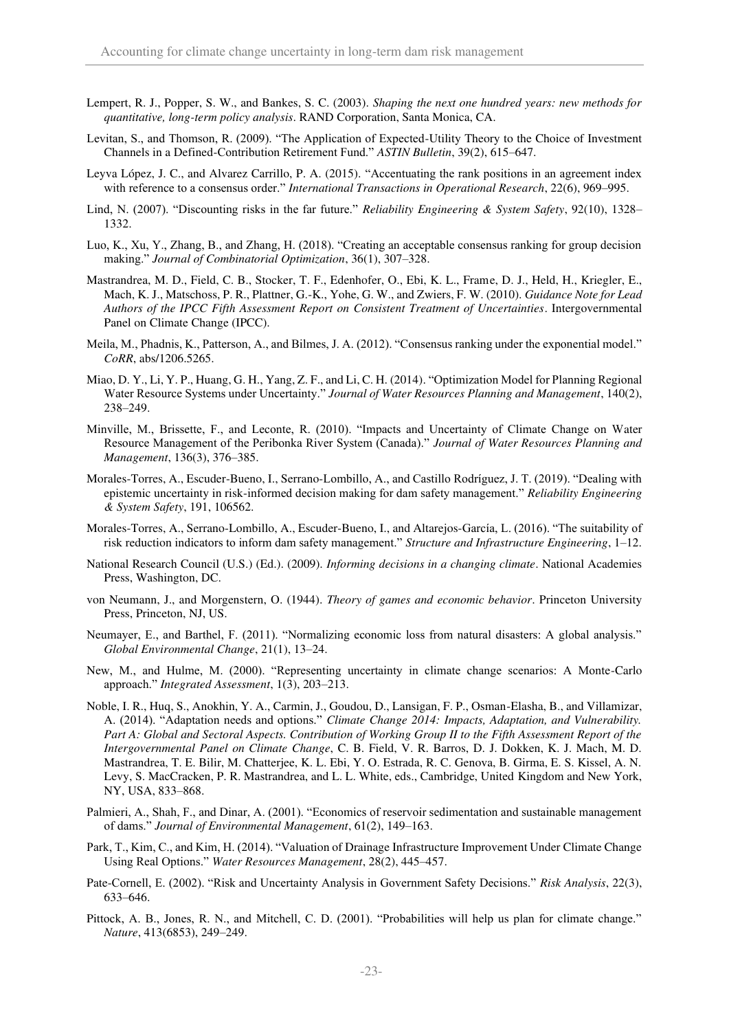Lempert, R. J., Popper, S. W., and Bankes, S. C. (2003). *Shaping the next one hundred years: new methods for quantitative, long-term policy analysis*. RAND Corporation, Santa Monica, CA.

Levitan, S., and Thomson, R. (2009). "The Application of Expected-Utility Theory to the Choice of Investment Channels in a Defined-Contribution Retirement Fund." *ASTIN Bulletin*, 39(2), 615–647.

Leyva López, J. C., and Alvarez Carrillo, P. A. (2015). "Accentuating the rank positions in an agreement index with reference to a consensus order." *International Transactions in Operational Research*, 22(6), 969–995.

Lind, N. (2007). "Discounting risks in the far future." *Reliability Engineering & System Safety*, 92(10), 1328–1332.

Luo, K., Xu, Y., Zhang, B., and Zhang, H. (2018). "Creating an acceptable consensus ranking for group decision making." *Journal of Combinatorial Optimization*, 36(1), 307–328.

Mastrandrea, M. D., Field, C. B., Stocker, T. F., Edenhofer, O., Ebi, K. L., Frame, D. J., Held, H., Kriegler, E., Mach, K. J., Matschoss, P. R., Plattner, G.-K., Yohe, G. W., and Zwiers, F. W. (2010). *Guidance Note for Lead Authors of the IPCC Fifth Assessment Report on Consistent Treatment of Uncertainties*. Intergovernmental Panel on Climate Change (IPCC).

Meila, M., Phadnis, K., Patterson, A., and Bilmes, J. A. (2012). "Consensus ranking under the exponential model." *CoRR*, abs/1206.5265.

Miao, D. Y., Li, Y. P., Huang, G. H., Yang, Z. F., and Li, C. H. (2014). "Optimization Model for Planning Regional Water Resource Systems under Uncertainty." *Journal of Water Resources Planning and Management*, 140(2), 238–249.

Minville, M., Brissette, F., and Leconte, R. (2010). "Impacts and Uncertainty of Climate Change on Water Resource Management of the Peribonka River System (Canada)." *Journal of Water Resources Planning and Management*, 136(3), 376–385.

Morales-Torres, A., Escuder-Bueno, I., Serrano-Lombillo, A., and Castillo Rodríguez, J. T. (2019). "Dealing with epistemic uncertainty in risk-informed decision making for dam safety management." *Reliability Engineering & System Safety*, 191, 106562.

Morales-Torres, A., Serrano-Lombillo, A., Escuder-Bueno, I., and Altarejos-García, L. (2016). "The suitability of risk reduction indicators to inform dam safety management." *Structure and Infrastructure Engineering*, 1–12.

National Research Council (U.S.) (Ed.). (2009). *Informing decisions in a changing climate*. National Academies Press, Washington, DC.

von Neumann, J., and Morgenstern, O. (1944). *Theory of games and economic behavior*. Princeton University Press, Princeton, NJ, US.

Neumayer, E., and Barthel, F. (2011). "Normalizing economic loss from natural disasters: A global analysis." *Global Environmental Change*, 21(1), 13–24.

New, M., and Hulme, M. (2000). "Representing uncertainty in climate change scenarios: A Monte-Carlo approach." *Integrated Assessment*, 1(3), 203–213.

Noble, I. R., Huq, S., Anokhin, Y. A., Carmin, J., Goudou, D., Lansigan, F. P., Osman-Elasha, B., and Villamizar, A. (2014). "Adaptation needs and options." *Climate Change 2014: Impacts, Adaptation, and Vulnerability. Part A: Global and Sectoral Aspects. Contribution of Working Group II to the Fifth Assessment Report of the Intergovernmental Panel on Climate Change*, C. B. Field, V. R. Barros, D. J. Dokken, K. J. Mach, M. D. Mastrandrea, T. E. Bilir, M. Chatterjee, K. L. Ebi, Y. O. Estrada, R. C. Genova, B. Girma, E. S. Kissel, A. N. Levy, S. MacCracken, P. R. Mastrandrea, and L. L. White, eds., Cambridge, United Kingdom and New York, NY, USA, 833–868.

Palmieri, A., Shah, F., and Dinar, A. (2001). "Economics of reservoir sedimentation and sustainable management of dams." *Journal of Environmental Management*, 61(2), 149–163.

Park, T., Kim, C., and Kim, H. (2014). "Valuation of Drainage Infrastructure Improvement Under Climate Change Using Real Options." *Water Resources Management*, 28(2), 445–457.

Pate-Cornell, E. (2002). "Risk and Uncertainty Analysis in Government Safety Decisions." *Risk Analysis*, 22(3), 633–646.

Pittock, A. B., Jones, R. N., and Mitchell, C. D. (2001). "Probabilities will help us plan for climate change." *Nature*, 413(6853), 249–249.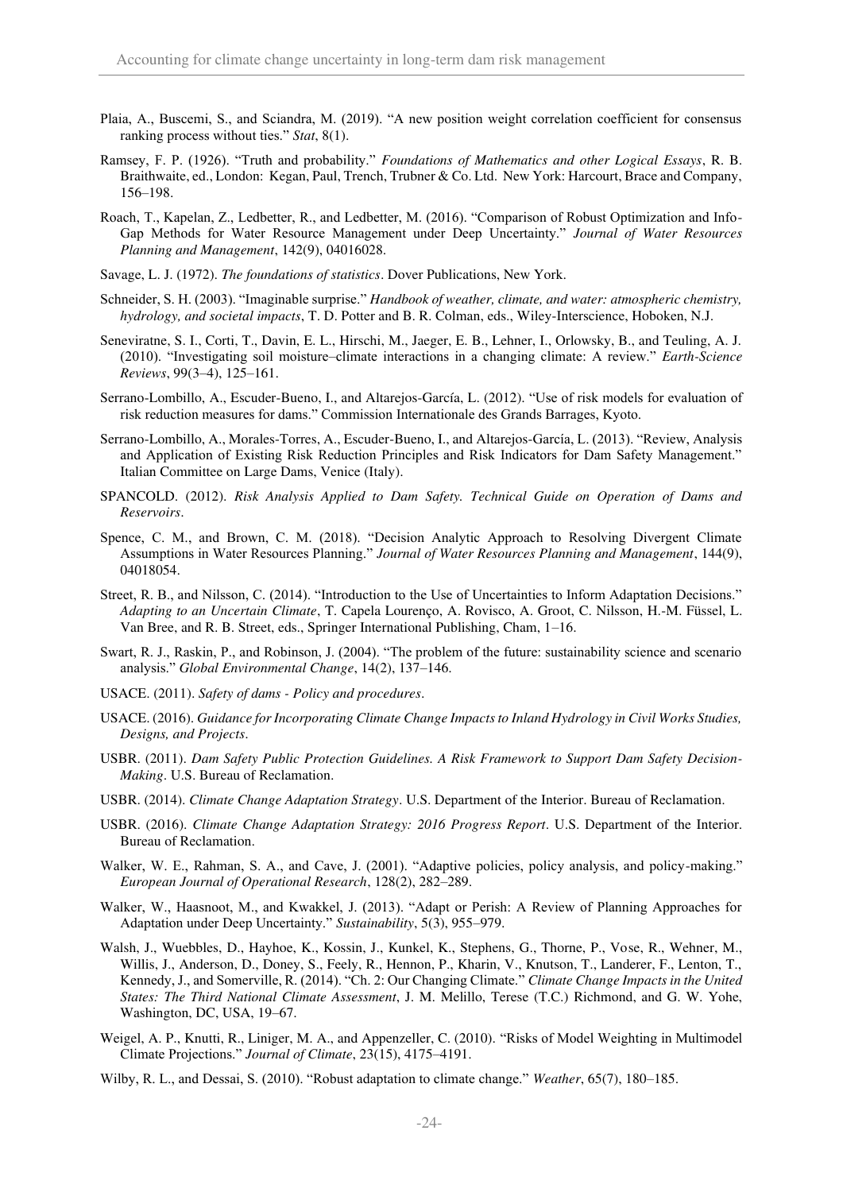Plaia, A., Buscemi, S., and Sciandra, M. (2019). "A new position weight correlation coefficient for consensus ranking process without ties." *Stat*, 8(1).

Ramsey, F. P. (1926). "Truth and probability." *Foundations of Mathematics and other Logical Essays*, R. B. Braithwaite, ed., London: Kegan, Paul, Trench, Trubner & Co. Ltd. New York: Harcourt, Brace and Company, 156–198.

Roach, T., Kapelan, Z., Ledbetter, R., and Ledbetter, M. (2016). "Comparison of Robust Optimization and Info-Gap Methods for Water Resource Management under Deep Uncertainty." *Journal of Water Resources Planning and Management*, 142(9), 04016028.

Savage, L. J. (1972). *The foundations of statistics*. Dover Publications, New York.

Schneider, S. H. (2003). "Imaginable surprise." *Handbook of weather, climate, and water: atmospheric chemistry, hydrology, and societal impacts*, T. D. Potter and B. R. Colman, eds., Wiley-Interscience, Hoboken, N.J.

Seneviratne, S. I., Corti, T., Davin, E. L., Hirschi, M., Jaeger, E. B., Lehner, I., Orlowsky, B., and Teuling, A. J. (2010). "Investigating soil moisture–climate interactions in a changing climate: A review." *Earth-Science Reviews*, 99(3–4), 125–161.

Serrano-Lombillo, A., Escuder-Bueno, I., and Altarejos-García, L. (2012). "Use of risk models for evaluation of risk reduction measures for dams." Commission Internationale des Grands Barrages, Kyoto.

Serrano-Lombillo, A., Morales-Torres, A., Escuder-Bueno, I., and Altarejos-García, L. (2013). "Review, Analysis and Application of Existing Risk Reduction Principles and Risk Indicators for Dam Safety Management." Italian Committee on Large Dams, Venice (Italy).

SPANCOLD. (2012). *Risk Analysis Applied to Dam Safety. Technical Guide on Operation of Dams and Reservoirs*.

Spence, C. M., and Brown, C. M. (2018). "Decision Analytic Approach to Resolving Divergent Climate Assumptions in Water Resources Planning." *Journal of Water Resources Planning and Management*, 144(9), 04018054.

Street, R. B., and Nilsson, C. (2014). "Introduction to the Use of Uncertainties to Inform Adaptation Decisions." *Adapting to an Uncertain Climate*, T. Capela Lourenço, A. Rovisco, A. Groot, C. Nilsson, H.-M. Füssel, L. Van Bree, and R. B. Street, eds., Springer International Publishing, Cham, 1–16.

Swart, R. J., Raskin, P., and Robinson, J. (2004). "The problem of the future: sustainability science and scenario analysis." *Global Environmental Change*, 14(2), 137–146.

USACE. (2011). *Safety of dams - Policy and procedures*.

USACE. (2016). *Guidance for Incorporating Climate Change Impacts to Inland Hydrology in Civil Works Studies, Designs, and Projects*.

USBR. (2011). *Dam Safety Public Protection Guidelines. A Risk Framework to Support Dam Safety Decision-Making*. U.S. Bureau of Reclamation.

USBR. (2014). *Climate Change Adaptation Strategy*. U.S. Department of the Interior. Bureau of Reclamation.

USBR. (2016). *Climate Change Adaptation Strategy: 2016 Progress Report*. U.S. Department of the Interior. Bureau of Reclamation.

Walker, W. E., Rahman, S. A., and Cave, J. (2001). "Adaptive policies, policy analysis, and policy-making." *European Journal of Operational Research*, 128(2), 282–289.

Walker, W., Haasnoot, M., and Kwakkel, J. (2013). "Adapt or Perish: A Review of Planning Approaches for Adaptation under Deep Uncertainty." *Sustainability*, 5(3), 955–979.

Walsh, J., Wuebbles, D., Hayhoe, K., Kossin, J., Kunkel, K., Stephens, G., Thorne, P., Vose, R., Wehner, M., Willis, J., Anderson, D., Doney, S., Feely, R., Hennon, P., Kharin, V., Knutson, T., Landerer, F., Lenton, T., Kennedy, J., and Somerville, R. (2014). "Ch. 2: Our Changing Climate." *Climate Change Impacts in the United States: The Third National Climate Assessment*, J. M. Melillo, Terese (T.C.) Richmond, and G. W. Yohe, Washington, DC, USA, 19–67.

Weigel, A. P., Knutti, R., Liniger, M. A., and Appenzeller, C. (2010). "Risks of Model Weighting in Multimodel Climate Projections." *Journal of Climate*, 23(15), 4175–4191.

Wilby, R. L., and Dessai, S. (2010). "Robust adaptation to climate change." *Weather*, 65(7), 180–185.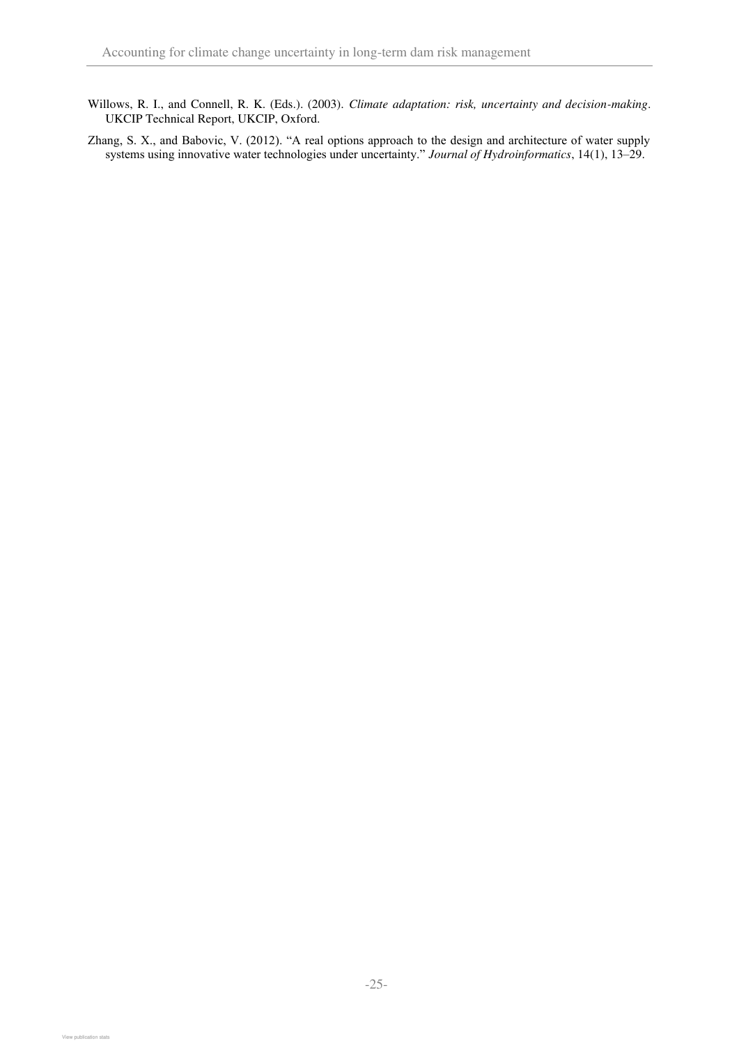Willows, R. I., and Connell, R. K. (Eds.). (2003). *Climate adaptation: risk, uncertainty and decision-making*. UKCIP Technical Report, UKCIP, Oxford.

Zhang, S. X., and Babovic, V. (2012). "A real options approach to the design and architecture of water supply systems using innovative water technologies under uncertainty." *Journal of Hydroinformatics*, 14(1), 13–29.